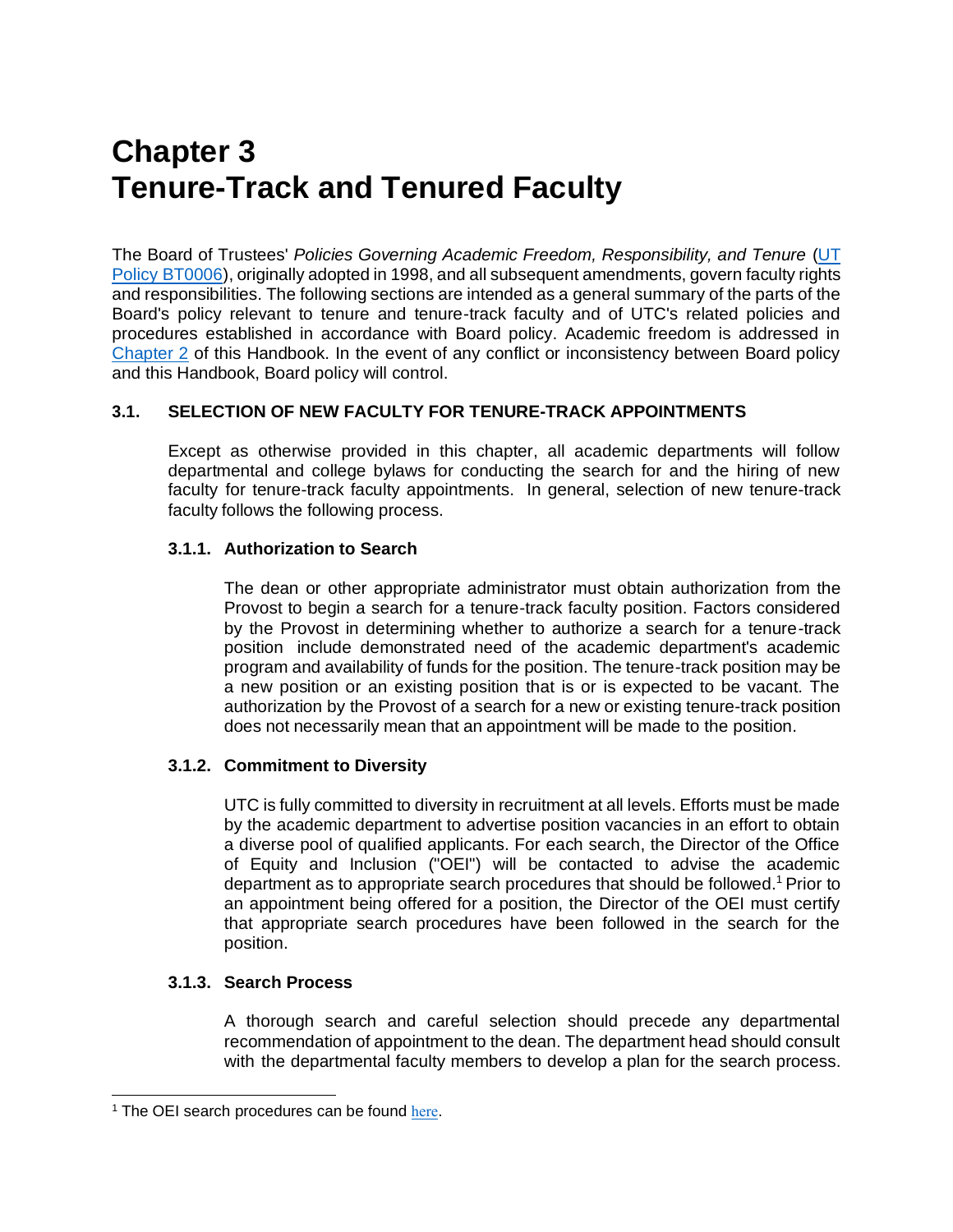# Chapter 3
# Tenure-Track and Tenured Faculty

The Board of Trustees' *Policies Governing Academic Freedom, Responsibility, and Tenure* (UT Policy BT0006), originally adopted in 1998, and all subsequent amendments, govern faculty rights and responsibilities. The following sections are intended as a general summary of the parts of the Board's policy relevant to tenure and tenure-track faculty and of UTC's related policies and procedures established in accordance with Board policy. Academic freedom is addressed in Chapter 2 of this Handbook. In the event of any conflict or inconsistency between Board policy and this Handbook, Board policy will control.

## 3.1. SELECTION OF NEW FACULTY FOR TENURE-TRACK APPOINTMENTS

Except as otherwise provided in this chapter, all academic departments will follow departmental and college bylaws for conducting the search for and the hiring of new faculty for tenure-track faculty appointments. In general, selection of new tenure-track faculty follows the following process.

### 3.1.1. Authorization to Search

The dean or other appropriate administrator must obtain authorization from the Provost to begin a search for a tenure-track faculty position. Factors considered by the Provost in determining whether to authorize a search for a tenure-track position include demonstrated need of the academic department's academic program and availability of funds for the position. The tenure-track position may be a new position or an existing position that is or is expected to be vacant. The authorization by the Provost of a search for a new or existing tenure-track position does not necessarily mean that an appointment will be made to the position.

### 3.1.2. Commitment to Diversity

UTC is fully committed to diversity in recruitment at all levels. Efforts must be made by the academic department to advertise position vacancies in an effort to obtain a diverse pool of qualified applicants. For each search, the Director of the Office of Equity and Inclusion ("OEI") will be contacted to advise the academic department as to appropriate search procedures that should be followed.[1] Prior to an appointment being offered for a position, the Director of the OEI must certify that appropriate search procedures have been followed in the search for the position.

### 3.1.3. Search Process

A thorough search and careful selection should precede any departmental recommendation of appointment to the dean. The department head should consult with the departmental faculty members to develop a plan for the search process.

[1] The OEI search procedures can be found here.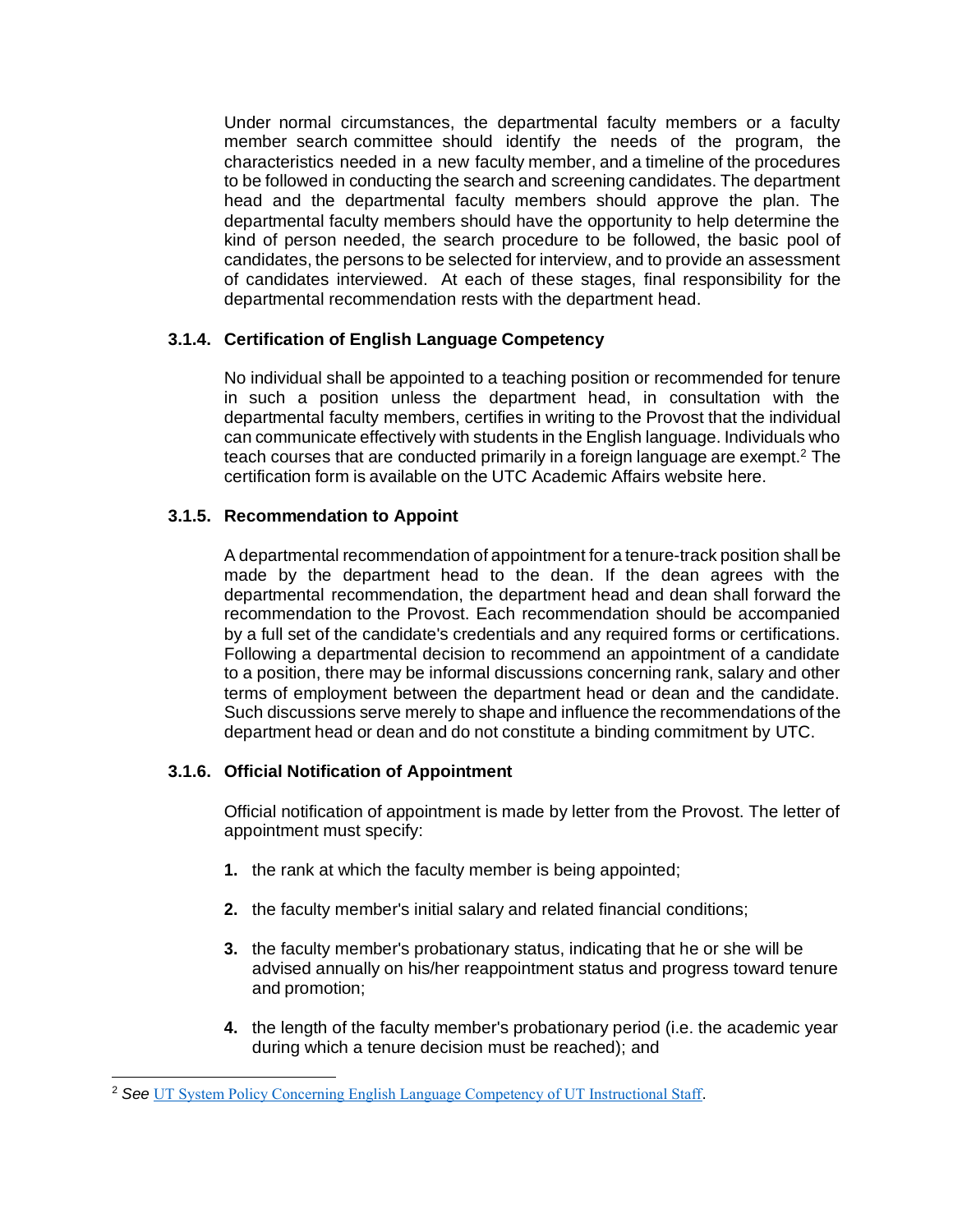Under normal circumstances, the departmental faculty members or a faculty member search committee should identify the needs of the program, the characteristics needed in a new faculty member, and a timeline of the procedures to be followed in conducting the search and screening candidates. The department head and the departmental faculty members should approve the plan. The departmental faculty members should have the opportunity to help determine the kind of person needed, the search procedure to be followed, the basic pool of candidates, the persons to be selected for interview, and to provide an assessment of candidates interviewed. At each of these stages, final responsibility for the departmental recommendation rests with the department head.

### 3.1.4. Certification of English Language Competency

No individual shall be appointed to a teaching position or recommended for tenure in such a position unless the department head, in consultation with the departmental faculty members, certifies in writing to the Provost that the individual can communicate effectively with students in the English language. Individuals who teach courses that are conducted primarily in a foreign language are exempt.[2] The certification form is available on the UTC Academic Affairs website here.

### 3.1.5. Recommendation to Appoint

A departmental recommendation of appointment for a tenure-track position shall be made by the department head to the dean. If the dean agrees with the departmental recommendation, the department head and dean shall forward the recommendation to the Provost. Each recommendation should be accompanied by a full set of the candidate's credentials and any required forms or certifications. Following a departmental decision to recommend an appointment of a candidate to a position, there may be informal discussions concerning rank, salary and other terms of employment between the department head or dean and the candidate. Such discussions serve merely to shape and influence the recommendations of the department head or dean and do not constitute a binding commitment by UTC.

### 3.1.6. Official Notification of Appointment

Official notification of appointment is made by letter from the Provost. The letter of appointment must specify:

1. the rank at which the faculty member is being appointed;
2. the faculty member's initial salary and related financial conditions;
3. the faculty member's probationary status, indicating that he or she will be advised annually on his/her reappointment status and progress toward tenure and promotion;
4. the length of the faculty member's probationary period (i.e. the academic year during which a tenure decision must be reached); and

---

[2] *See* UT System Policy Concerning English Language Competency of UT Instructional Staff.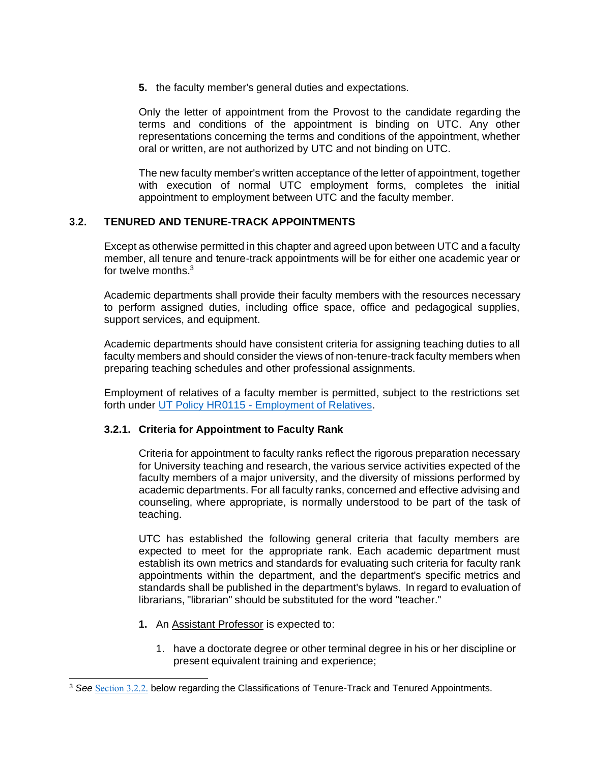5. the faculty member's general duties and expectations.

Only the letter of appointment from the Provost to the candidate regarding the terms and conditions of the appointment is binding on UTC. Any other representations concerning the terms and conditions of the appointment, whether oral or written, are not authorized by UTC and not binding on UTC.

The new faculty member's written acceptance of the letter of appointment, together with execution of normal UTC employment forms, completes the initial appointment to employment between UTC and the faculty member.

## 3.2. TENURED AND TENURE-TRACK APPOINTMENTS

Except as otherwise permitted in this chapter and agreed upon between UTC and a faculty member, all tenure and tenure-track appointments will be for either one academic year or for twelve months.[3]

Academic departments shall provide their faculty members with the resources necessary to perform assigned duties, including office space, office and pedagogical supplies, support services, and equipment.

Academic departments should have consistent criteria for assigning teaching duties to all faculty members and should consider the views of non-tenure-track faculty members when preparing teaching schedules and other professional assignments.

Employment of relatives of a faculty member is permitted, subject to the restrictions set forth under UT Policy HR0115 - Employment of Relatives.

### 3.2.1. Criteria for Appointment to Faculty Rank

Criteria for appointment to faculty ranks reflect the rigorous preparation necessary for University teaching and research, the various service activities expected of the faculty members of a major university, and the diversity of missions performed by academic departments. For all faculty ranks, concerned and effective advising and counseling, where appropriate, is normally understood to be part of the task of teaching.

UTC has established the following general criteria that faculty members are expected to meet for the appropriate rank. Each academic department must establish its own metrics and standards for evaluating such criteria for faculty rank appointments within the department, and the department's specific metrics and standards shall be published in the department's bylaws. In regard to evaluation of librarians, "librarian" should be substituted for the word "teacher."

1. An Assistant Professor is expected to:

    1. have a doctorate degree or other terminal degree in his or her discipline or present equivalent training and experience;

[3] *See* Section 3.2.2. below regarding the Classifications of Tenure-Track and Tenured Appointments.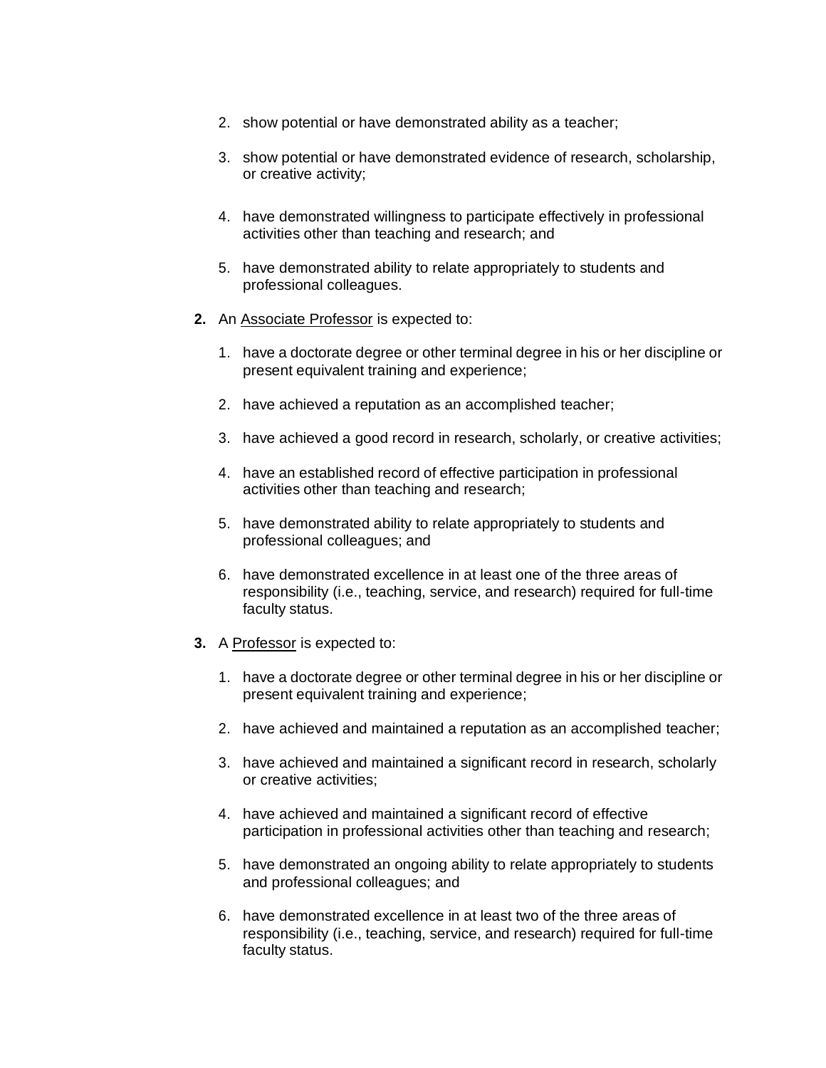2. show potential or have demonstrated ability as a teacher;

3. show potential or have demonstrated evidence of research, scholarship, or creative activity;

4. have demonstrated willingness to participate effectively in professional activities other than teaching and research; and

5. have demonstrated ability to relate appropriately to students and professional colleagues.

**2.** An <u>Associate Professor</u> is expected to:

1. have a doctorate degree or other terminal degree in his or her discipline or present equivalent training and experience;

2. have achieved a reputation as an accomplished teacher;

3. have achieved a good record in research, scholarly, or creative activities;

4. have an established record of effective participation in professional activities other than teaching and research;

5. have demonstrated ability to relate appropriately to students and professional colleagues; and

6. have demonstrated excellence in at least one of the three areas of responsibility (i.e., teaching, service, and research) required for full-time faculty status.

**3.** A <u>Professor</u> is expected to:

1. have a doctorate degree or other terminal degree in his or her discipline or present equivalent training and experience;

2. have achieved and maintained a reputation as an accomplished teacher;

3. have achieved and maintained a significant record in research, scholarly or creative activities;

4. have achieved and maintained a significant record of effective participation in professional activities other than teaching and research;

5. have demonstrated an ongoing ability to relate appropriately to students and professional colleagues; and

6. have demonstrated excellence in at least two of the three areas of responsibility (i.e., teaching, service, and research) required for full-time faculty status.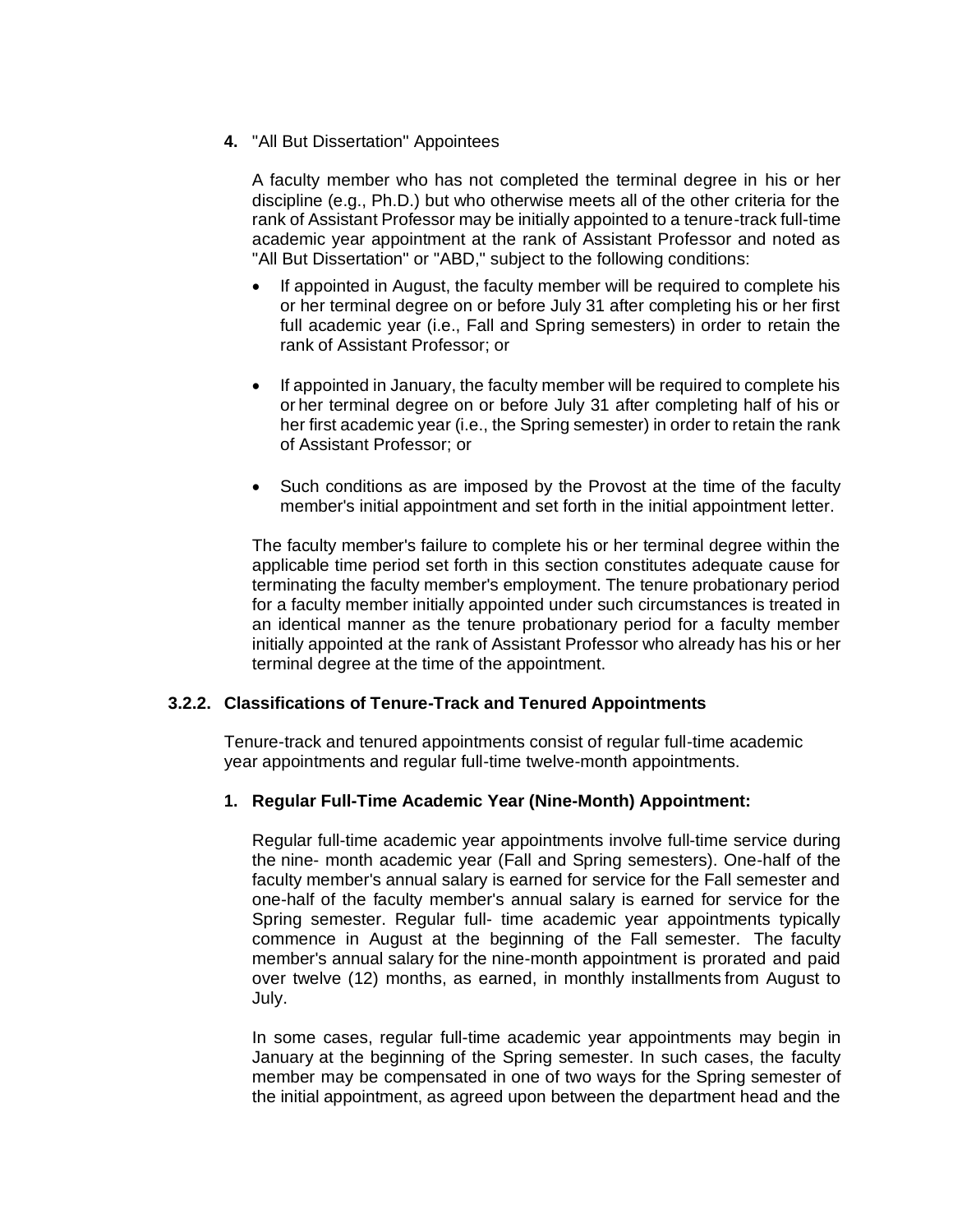**4.** "All But Dissertation" Appointees

A faculty member who has not completed the terminal degree in his or her discipline (e.g., Ph.D.) but who otherwise meets all of the other criteria for the rank of Assistant Professor may be initially appointed to a tenure-track full-time academic year appointment at the rank of Assistant Professor and noted as "All But Dissertation" or "ABD," subject to the following conditions:

- If appointed in August, the faculty member will be required to complete his or her terminal degree on or before July 31 after completing his or her first full academic year (i.e., Fall and Spring semesters) in order to retain the rank of Assistant Professor; or
- If appointed in January, the faculty member will be required to complete his or her terminal degree on or before July 31 after completing half of his or her first academic year (i.e., the Spring semester) in order to retain the rank of Assistant Professor; or
- Such conditions as are imposed by the Provost at the time of the faculty member's initial appointment and set forth in the initial appointment letter.

The faculty member's failure to complete his or her terminal degree within the applicable time period set forth in this section constitutes adequate cause for terminating the faculty member's employment. The tenure probationary period for a faculty member initially appointed under such circumstances is treated in an identical manner as the tenure probationary period for a faculty member initially appointed at the rank of Assistant Professor who already has his or her terminal degree at the time of the appointment.

### 3.2.2. Classifications of Tenure-Track and Tenured Appointments

Tenure-track and tenured appointments consist of regular full-time academic year appointments and regular full-time twelve-month appointments.

**1. Regular Full-Time Academic Year (Nine-Month) Appointment:**

Regular full-time academic year appointments involve full-time service during the nine- month academic year (Fall and Spring semesters). One-half of the faculty member's annual salary is earned for service for the Fall semester and one-half of the faculty member's annual salary is earned for service for the Spring semester. Regular full- time academic year appointments typically commence in August at the beginning of the Fall semester. The faculty member's annual salary for the nine-month appointment is prorated and paid over twelve (12) months, as earned, in monthly installments from August to July.

In some cases, regular full-time academic year appointments may begin in January at the beginning of the Spring semester. In such cases, the faculty member may be compensated in one of two ways for the Spring semester of the initial appointment, as agreed upon between the department head and the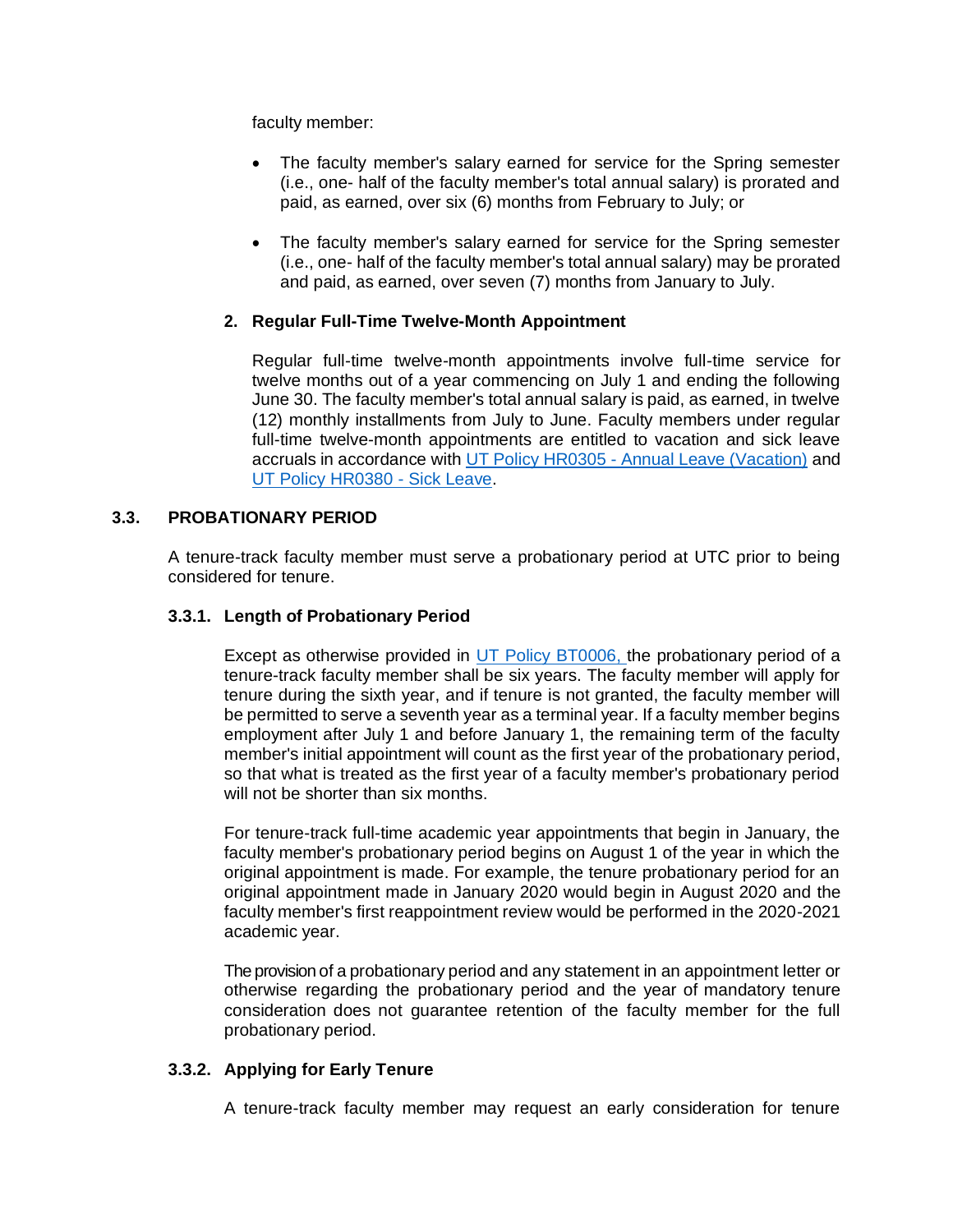faculty member:

- The faculty member's salary earned for service for the Spring semester (i.e., one- half of the faculty member's total annual salary) is prorated and paid, as earned, over six (6) months from February to July; or

- The faculty member's salary earned for service for the Spring semester (i.e., one- half of the faculty member's total annual salary) may be prorated and paid, as earned, over seven (7) months from January to July.

#### 2. Regular Full-Time Twelve-Month Appointment

Regular full-time twelve-month appointments involve full-time service for twelve months out of a year commencing on July 1 and ending the following June 30. The faculty member's total annual salary is paid, as earned, in twelve (12) monthly installments from July to June. Faculty members under regular full-time twelve-month appointments are entitled to vacation and sick leave accruals in accordance with UT Policy HR0305 - Annual Leave (Vacation) and UT Policy HR0380 - Sick Leave.

## 3.3. PROBATIONARY PERIOD

A tenure-track faculty member must serve a probationary period at UTC prior to being considered for tenure.

### 3.3.1. Length of Probationary Period

Except as otherwise provided in UT Policy BT0006, the probationary period of a tenure-track faculty member shall be six years. The faculty member will apply for tenure during the sixth year, and if tenure is not granted, the faculty member will be permitted to serve a seventh year as a terminal year. If a faculty member begins employment after July 1 and before January 1, the remaining term of the faculty member's initial appointment will count as the first year of the probationary period, so that what is treated as the first year of a faculty member's probationary period will not be shorter than six months.

For tenure-track full-time academic year appointments that begin in January, the faculty member's probationary period begins on August 1 of the year in which the original appointment is made. For example, the tenure probationary period for an original appointment made in January 2020 would begin in August 2020 and the faculty member's first reappointment review would be performed in the 2020-2021 academic year.

The provision of a probationary period and any statement in an appointment letter or otherwise regarding the probationary period and the year of mandatory tenure consideration does not guarantee retention of the faculty member for the full probationary period.

### 3.3.2. Applying for Early Tenure

A tenure-track faculty member may request an early consideration for tenure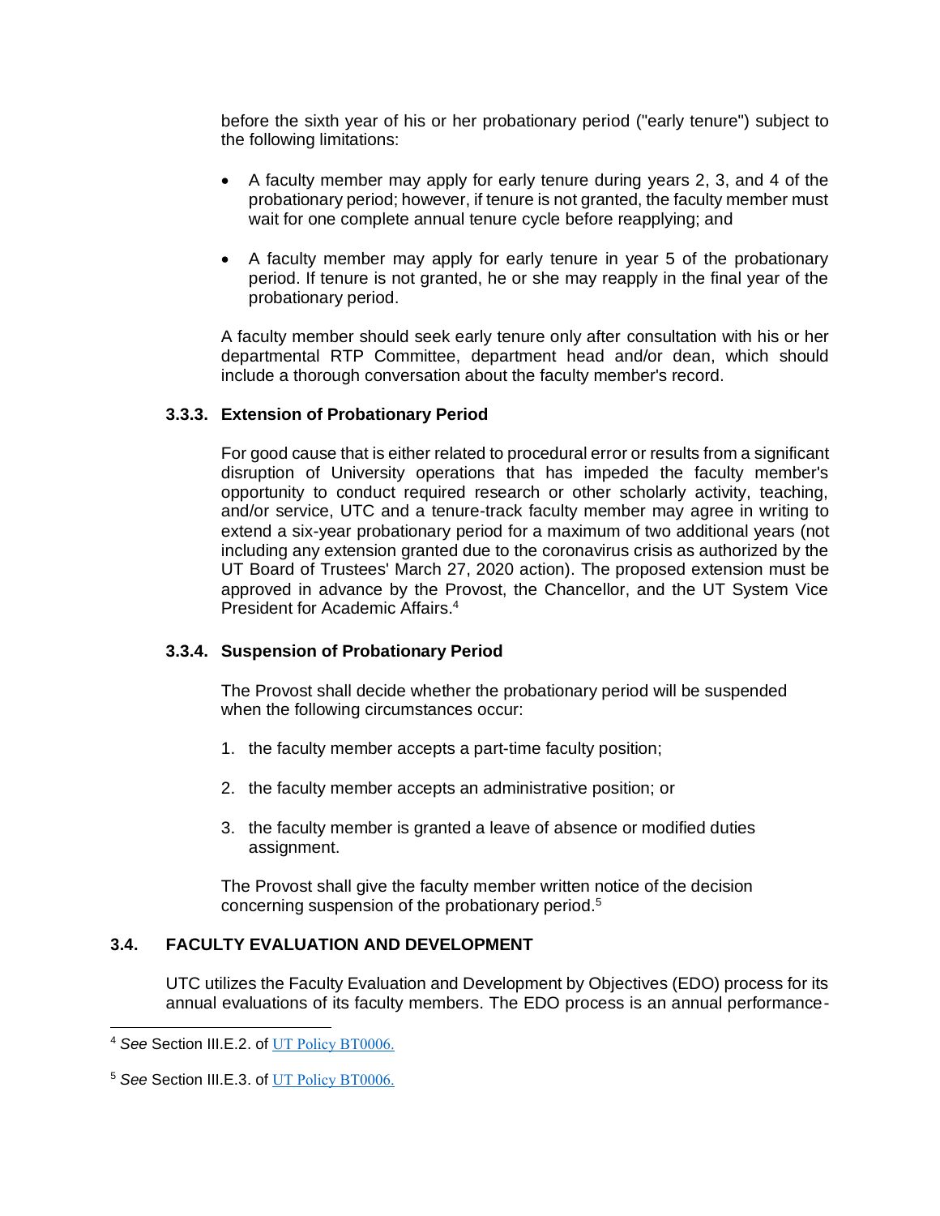before the sixth year of his or her probationary period ("early tenure") subject to the following limitations:

- A faculty member may apply for early tenure during years 2, 3, and 4 of the probationary period; however, if tenure is not granted, the faculty member must wait for one complete annual tenure cycle before reapplying; and

- A faculty member may apply for early tenure in year 5 of the probationary period. If tenure is not granted, he or she may reapply in the final year of the probationary period.

A faculty member should seek early tenure only after consultation with his or her departmental RTP Committee, department head and/or dean, which should include a thorough conversation about the faculty member's record.

### 3.3.3. Extension of Probationary Period

For good cause that is either related to procedural error or results from a significant disruption of University operations that has impeded the faculty member's opportunity to conduct required research or other scholarly activity, teaching, and/or service, UTC and a tenure-track faculty member may agree in writing to extend a six-year probationary period for a maximum of two additional years (not including any extension granted due to the coronavirus crisis as authorized by the UT Board of Trustees' March 27, 2020 action). The proposed extension must be approved in advance by the Provost, the Chancellor, and the UT System Vice President for Academic Affairs.[4]

### 3.3.4. Suspension of Probationary Period

The Provost shall decide whether the probationary period will be suspended when the following circumstances occur:

1. the faculty member accepts a part-time faculty position;

2. the faculty member accepts an administrative position; or

3. the faculty member is granted a leave of absence or modified duties assignment.

The Provost shall give the faculty member written notice of the decision concerning suspension of the probationary period.[5]

## 3.4. FACULTY EVALUATION AND DEVELOPMENT

UTC utilizes the Faculty Evaluation and Development by Objectives (EDO) process for its annual evaluations of its faculty members. The EDO process is an annual performance-

---

[4] *See* Section III.E.2. of UT Policy BT0006.

[5] *See* Section III.E.3. of UT Policy BT0006.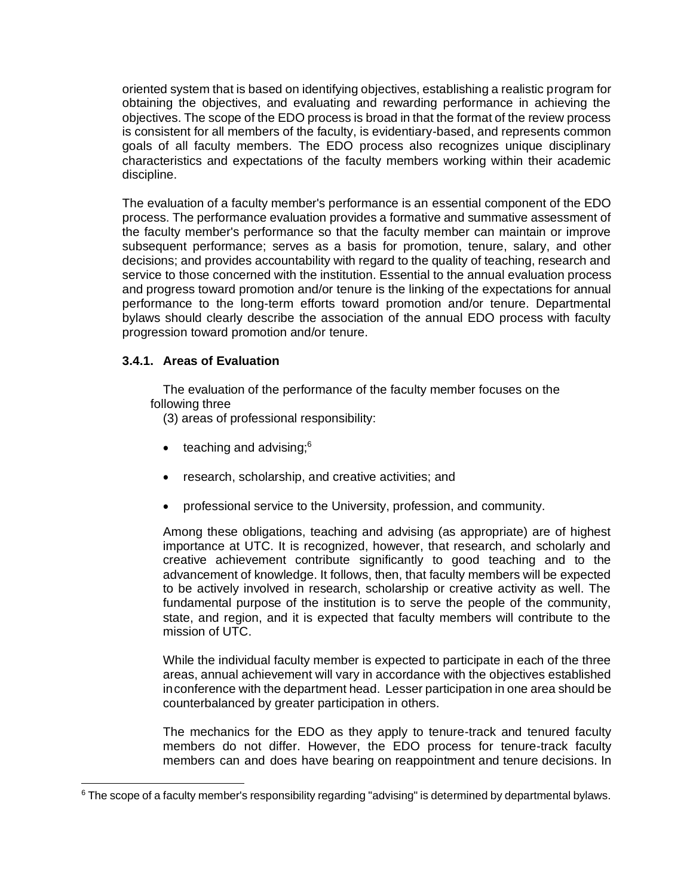oriented system that is based on identifying objectives, establishing a realistic program for obtaining the objectives, and evaluating and rewarding performance in achieving the objectives. The scope of the EDO process is broad in that the format of the review process is consistent for all members of the faculty, is evidentiary-based, and represents common goals of all faculty members. The EDO process also recognizes unique disciplinary characteristics and expectations of the faculty members working within their academic discipline.

The evaluation of a faculty member's performance is an essential component of the EDO process. The performance evaluation provides a formative and summative assessment of the faculty member's performance so that the faculty member can maintain or improve subsequent performance; serves as a basis for promotion, tenure, salary, and other decisions; and provides accountability with regard to the quality of teaching, research and service to those concerned with the institution. Essential to the annual evaluation process and progress toward promotion and/or tenure is the linking of the expectations for annual performance to the long-term efforts toward promotion and/or tenure. Departmental bylaws should clearly describe the association of the annual EDO process with faculty progression toward promotion and/or tenure.

### 3.4.1. Areas of Evaluation

The evaluation of the performance of the faculty member focuses on the following three (3) areas of professional responsibility:

- teaching and advising;[6]
- research, scholarship, and creative activities; and
- professional service to the University, profession, and community.

Among these obligations, teaching and advising (as appropriate) are of highest importance at UTC. It is recognized, however, that research, and scholarly and creative achievement contribute significantly to good teaching and to the advancement of knowledge. It follows, then, that faculty members will be expected to be actively involved in research, scholarship or creative activity as well. The fundamental purpose of the institution is to serve the people of the community, state, and region, and it is expected that faculty members will contribute to the mission of UTC.

While the individual faculty member is expected to participate in each of the three areas, annual achievement will vary in accordance with the objectives established in conference with the department head. Lesser participation in one area should be counterbalanced by greater participation in others.

The mechanics for the EDO as they apply to tenure-track and tenured faculty members do not differ. However, the EDO process for tenure-track faculty members can and does have bearing on reappointment and tenure decisions. In

[6] The scope of a faculty member's responsibility regarding "advising" is determined by departmental bylaws.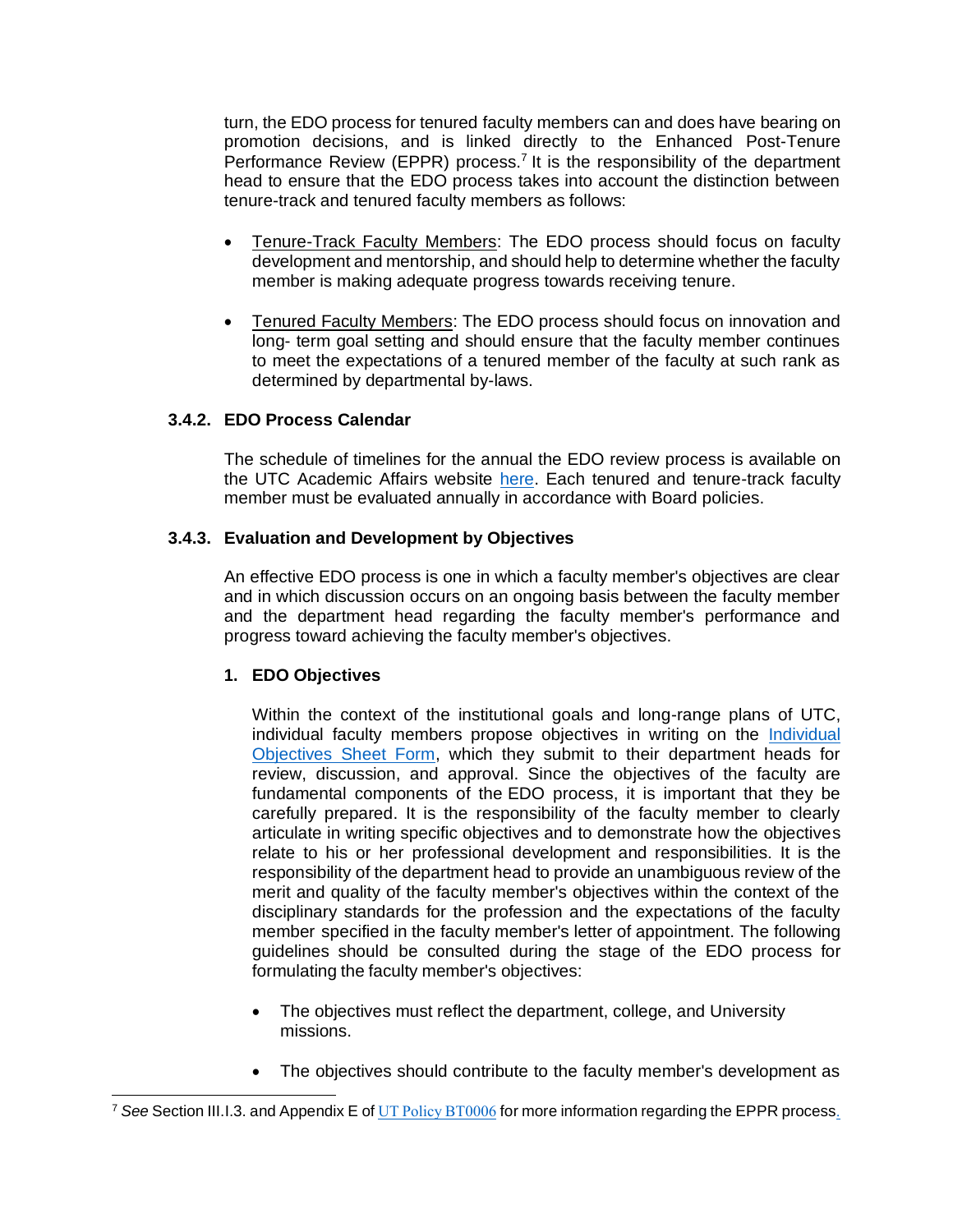turn, the EDO process for tenured faculty members can and does have bearing on promotion decisions, and is linked directly to the Enhanced Post-Tenure Performance Review (EPPR) process.[7] It is the responsibility of the department head to ensure that the EDO process takes into account the distinction between tenure-track and tenured faculty members as follows:

- Tenure-Track Faculty Members: The EDO process should focus on faculty development and mentorship, and should help to determine whether the faculty member is making adequate progress towards receiving tenure.

- Tenured Faculty Members: The EDO process should focus on innovation and long- term goal setting and should ensure that the faculty member continues to meet the expectations of a tenured member of the faculty at such rank as determined by departmental by-laws.

### 3.4.2. EDO Process Calendar

The schedule of timelines for the annual the EDO review process is available on the UTC Academic Affairs website here. Each tenured and tenure-track faculty member must be evaluated annually in accordance with Board policies.

### 3.4.3. Evaluation and Development by Objectives

An effective EDO process is one in which a faculty member's objectives are clear and in which discussion occurs on an ongoing basis between the faculty member and the department head regarding the faculty member's performance and progress toward achieving the faculty member's objectives.

#### 1. EDO Objectives

Within the context of the institutional goals and long-range plans of UTC, individual faculty members propose objectives in writing on the Individual Objectives Sheet Form, which they submit to their department heads for review, discussion, and approval. Since the objectives of the faculty are fundamental components of the EDO process, it is important that they be carefully prepared. It is the responsibility of the faculty member to clearly articulate in writing specific objectives and to demonstrate how the objectives relate to his or her professional development and responsibilities. It is the responsibility of the department head to provide an unambiguous review of the merit and quality of the faculty member's objectives within the context of the disciplinary standards for the profession and the expectations of the faculty member specified in the faculty member's letter of appointment. The following guidelines should be consulted during the stage of the EDO process for formulating the faculty member's objectives:

- The objectives must reflect the department, college, and University missions.

- The objectives should contribute to the faculty member's development as

---

[7] *See* Section III.I.3. and Appendix E of UT Policy BT0006 for more information regarding the EPPR process.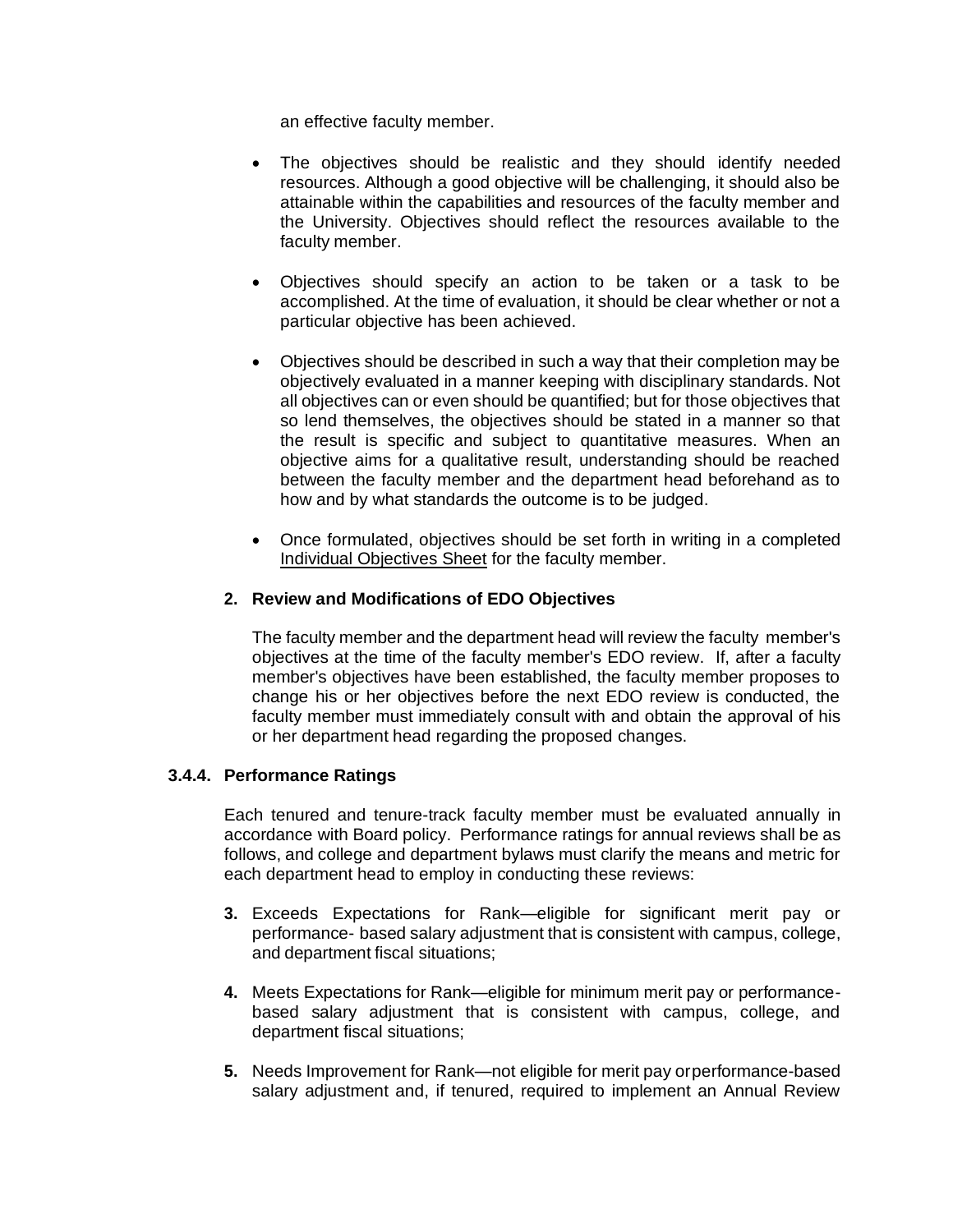an effective faculty member.

- The objectives should be realistic and they should identify needed resources. Although a good objective will be challenging, it should also be attainable within the capabilities and resources of the faculty member and the University. Objectives should reflect the resources available to the faculty member.

- Objectives should specify an action to be taken or a task to be accomplished. At the time of evaluation, it should be clear whether or not a particular objective has been achieved.

- Objectives should be described in such a way that their completion may be objectively evaluated in a manner keeping with disciplinary standards. Not all objectives can or even should be quantified; but for those objectives that so lend themselves, the objectives should be stated in a manner so that the result is specific and subject to quantitative measures. When an objective aims for a qualitative result, understanding should be reached between the faculty member and the department head beforehand as to how and by what standards the outcome is to be judged.

- Once formulated, objectives should be set forth in writing in a completed Individual Objectives Sheet for the faculty member.

**2. Review and Modifications of EDO Objectives**

The faculty member and the department head will review the faculty member's objectives at the time of the faculty member's EDO review. If, after a faculty member's objectives have been established, the faculty member proposes to change his or her objectives before the next EDO review is conducted, the faculty member must immediately consult with and obtain the approval of his or her department head regarding the proposed changes.

### 3.4.4. Performance Ratings

Each tenured and tenure-track faculty member must be evaluated annually in accordance with Board policy. Performance ratings for annual reviews shall be as follows, and college and department bylaws must clarify the means and metric for each department head to employ in conducting these reviews:

**3.** Exceeds Expectations for Rank—eligible for significant merit pay or performance- based salary adjustment that is consistent with campus, college, and department fiscal situations;

**4.** Meets Expectations for Rank—eligible for minimum merit pay or performance-based salary adjustment that is consistent with campus, college, and department fiscal situations;

**5.** Needs Improvement for Rank—not eligible for merit pay orperformance-based salary adjustment and, if tenured, required to implement an Annual Review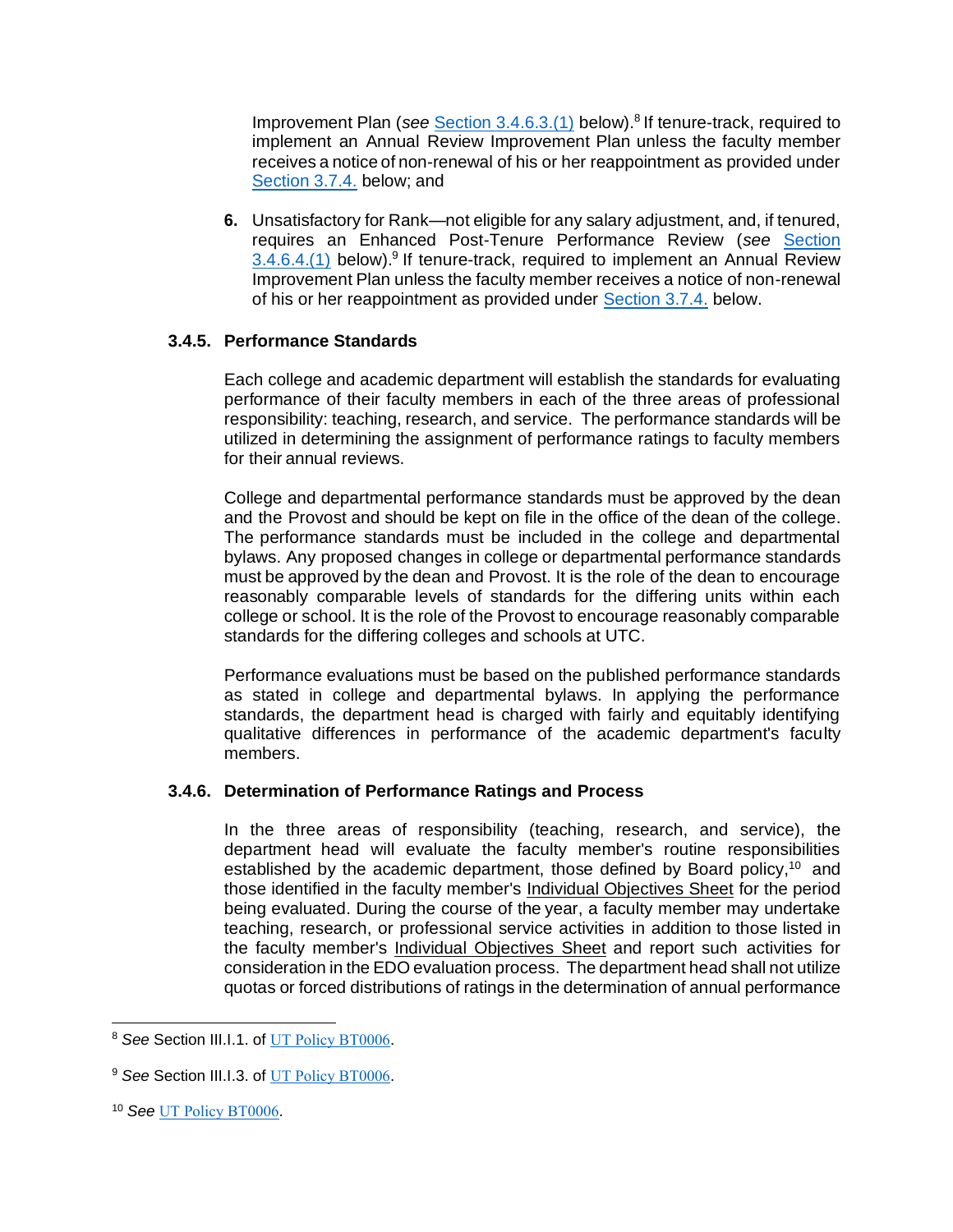Improvement Plan (*see* Section 3.4.6.3.(1) below).[8] If tenure-track, required to implement an Annual Review Improvement Plan unless the faculty member receives a notice of non-renewal of his or her reappointment as provided under Section 3.7.4. below; and

6. Unsatisfactory for Rank—not eligible for any salary adjustment, and, if tenured, requires an Enhanced Post-Tenure Performance Review (*see* Section 3.4.6.4.(1) below).[9] If tenure-track, required to implement an Annual Review Improvement Plan unless the faculty member receives a notice of non-renewal of his or her reappointment as provided under Section 3.7.4. below.

### 3.4.5. Performance Standards

Each college and academic department will establish the standards for evaluating performance of their faculty members in each of the three areas of professional responsibility: teaching, research, and service. The performance standards will be utilized in determining the assignment of performance ratings to faculty members for their annual reviews.

College and departmental performance standards must be approved by the dean and the Provost and should be kept on file in the office of the dean of the college. The performance standards must be included in the college and departmental bylaws. Any proposed changes in college or departmental performance standards must be approved by the dean and Provost. It is the role of the dean to encourage reasonably comparable levels of standards for the differing units within each college or school. It is the role of the Provost to encourage reasonably comparable standards for the differing colleges and schools at UTC.

Performance evaluations must be based on the published performance standards as stated in college and departmental bylaws. In applying the performance standards, the department head is charged with fairly and equitably identifying qualitative differences in performance of the academic department's faculty members.

### 3.4.6. Determination of Performance Ratings and Process

In the three areas of responsibility (teaching, research, and service), the department head will evaluate the faculty member's routine responsibilities established by the academic department, those defined by Board policy,[10] and those identified in the faculty member's Individual Objectives Sheet for the period being evaluated. During the course of the year, a faculty member may undertake teaching, research, or professional service activities in addition to those listed in the faculty member's Individual Objectives Sheet and report such activities for consideration in the EDO evaluation process. The department head shall not utilize quotas or forced distributions of ratings in the determination of annual performance

---

[8] *See* Section III.I.1. of UT Policy BT0006.

[9] *See* Section III.I.3. of UT Policy BT0006.

[10] *See* UT Policy BT0006.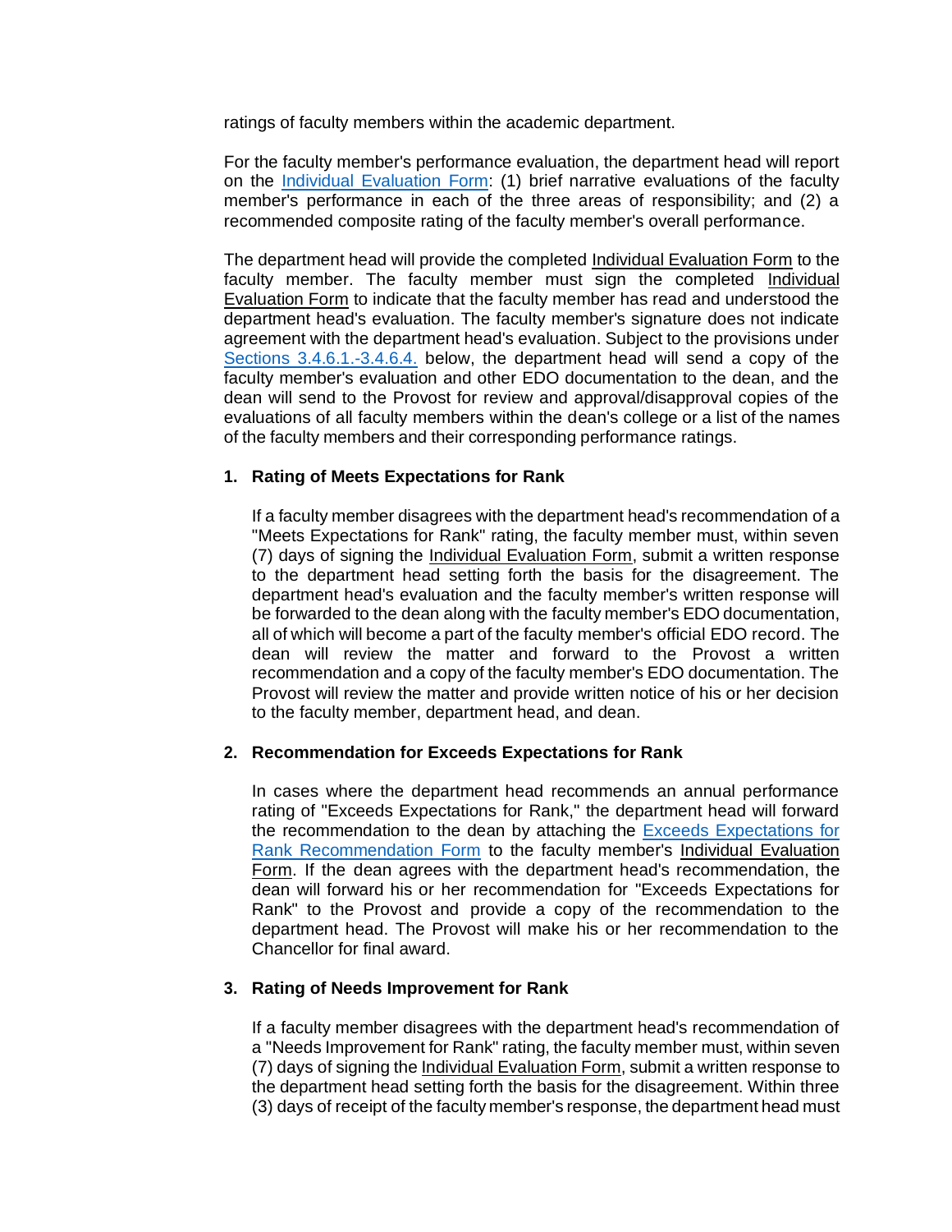ratings of faculty members within the academic department.

For the faculty member's performance evaluation, the department head will report on the Individual Evaluation Form: (1) brief narrative evaluations of the faculty member's performance in each of the three areas of responsibility; and (2) a recommended composite rating of the faculty member's overall performance.

The department head will provide the completed Individual Evaluation Form to the faculty member. The faculty member must sign the completed Individual Evaluation Form to indicate that the faculty member has read and understood the department head's evaluation. The faculty member's signature does not indicate agreement with the department head's evaluation. Subject to the provisions under Sections 3.4.6.1.-3.4.6.4. below, the department head will send a copy of the faculty member's evaluation and other EDO documentation to the dean, and the dean will send to the Provost for review and approval/disapproval copies of the evaluations of all faculty members within the dean's college or a list of the names of the faculty members and their corresponding performance ratings.

1. **Rating of Meets Expectations for Rank**

   If a faculty member disagrees with the department head's recommendation of a "Meets Expectations for Rank" rating, the faculty member must, within seven (7) days of signing the Individual Evaluation Form, submit a written response to the department head setting forth the basis for the disagreement. The department head's evaluation and the faculty member's written response will be forwarded to the dean along with the faculty member's EDO documentation, all of which will become a part of the faculty member's official EDO record. The dean will review the matter and forward to the Provost a written recommendation and a copy of the faculty member's EDO documentation. The Provost will review the matter and provide written notice of his or her decision to the faculty member, department head, and dean.

2. **Recommendation for Exceeds Expectations for Rank**

   In cases where the department head recommends an annual performance rating of "Exceeds Expectations for Rank," the department head will forward the recommendation to the dean by attaching the Exceeds Expectations for Rank Recommendation Form to the faculty member's Individual Evaluation Form. If the dean agrees with the department head's recommendation, the dean will forward his or her recommendation for "Exceeds Expectations for Rank" to the Provost and provide a copy of the recommendation to the department head. The Provost will make his or her recommendation to the Chancellor for final award.

3. **Rating of Needs Improvement for Rank**

   If a faculty member disagrees with the department head's recommendation of a "Needs Improvement for Rank" rating, the faculty member must, within seven (7) days of signing the Individual Evaluation Form, submit a written response to the department head setting forth the basis for the disagreement. Within three (3) days of receipt of the faculty member's response, the department head must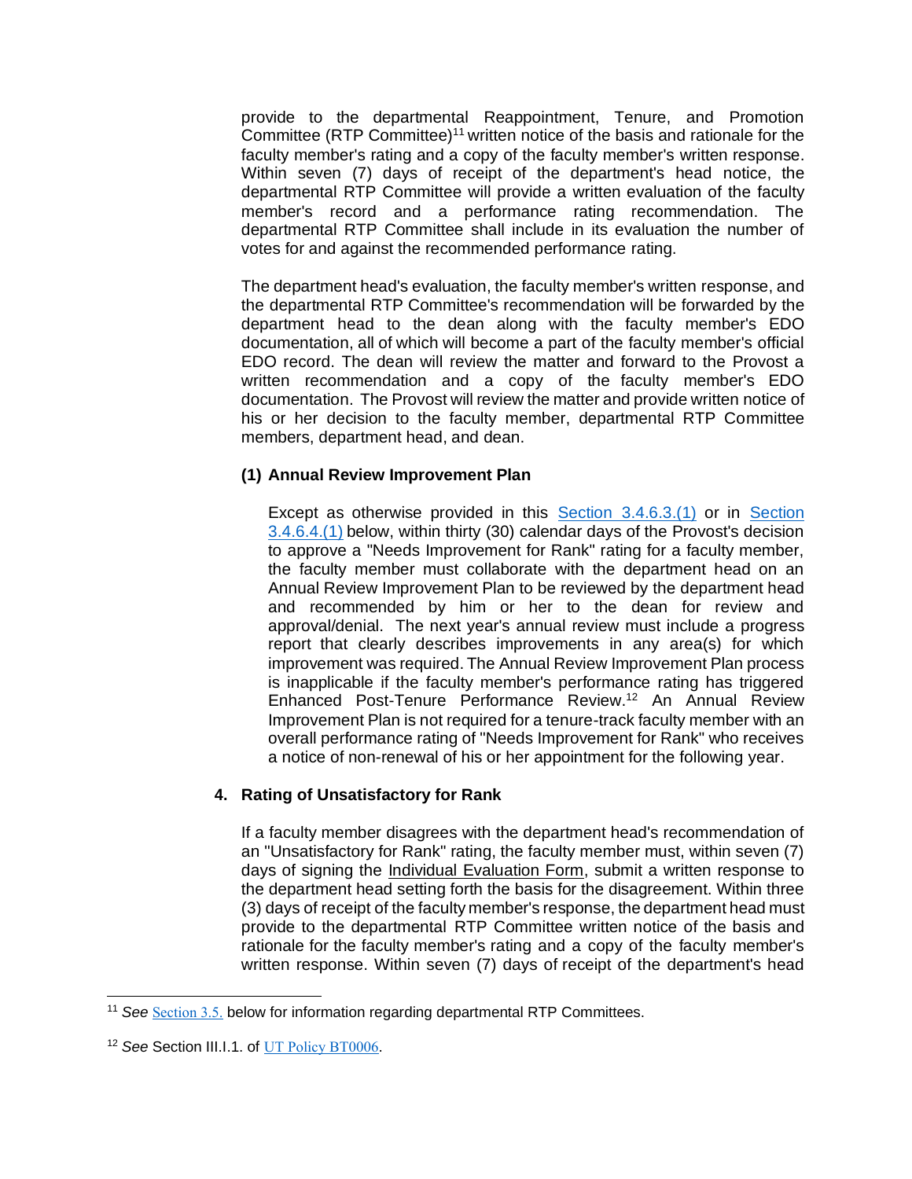provide to the departmental Reappointment, Tenure, and Promotion Committee (RTP Committee)[11] written notice of the basis and rationale for the faculty member's rating and a copy of the faculty member's written response. Within seven (7) days of receipt of the department's head notice, the departmental RTP Committee will provide a written evaluation of the faculty member's record and a performance rating recommendation. The departmental RTP Committee shall include in its evaluation the number of votes for and against the recommended performance rating.

The department head's evaluation, the faculty member's written response, and the departmental RTP Committee's recommendation will be forwarded by the department head to the dean along with the faculty member's EDO documentation, all of which will become a part of the faculty member's official EDO record. The dean will review the matter and forward to the Provost a written recommendation and a copy of the faculty member's EDO documentation. The Provost will review the matter and provide written notice of his or her decision to the faculty member, departmental RTP Committee members, department head, and dean.

**(1) Annual Review Improvement Plan**

Except as otherwise provided in this Section 3.4.6.3.(1) or in Section 3.4.6.4.(1) below, within thirty (30) calendar days of the Provost's decision to approve a "Needs Improvement for Rank" rating for a faculty member, the faculty member must collaborate with the department head on an Annual Review Improvement Plan to be reviewed by the department head and recommended by him or her to the dean for review and approval/denial. The next year's annual review must include a progress report that clearly describes improvements in any area(s) for which improvement was required. The Annual Review Improvement Plan process is inapplicable if the faculty member's performance rating has triggered Enhanced Post-Tenure Performance Review.[12] An Annual Review Improvement Plan is not required for a tenure-track faculty member with an overall performance rating of "Needs Improvement for Rank" who receives a notice of non-renewal of his or her appointment for the following year.

**4. Rating of Unsatisfactory for Rank**

If a faculty member disagrees with the department head's recommendation of an "Unsatisfactory for Rank" rating, the faculty member must, within seven (7) days of signing the Individual Evaluation Form, submit a written response to the department head setting forth the basis for the disagreement. Within three (3) days of receipt of the faculty member's response, the department head must provide to the departmental RTP Committee written notice of the basis and rationale for the faculty member's rating and a copy of the faculty member's written response. Within seven (7) days of receipt of the department's head

---

[11] *See* Section 3.5. below for information regarding departmental RTP Committees.

[12] *See* Section III.I.1. of UT Policy BT0006.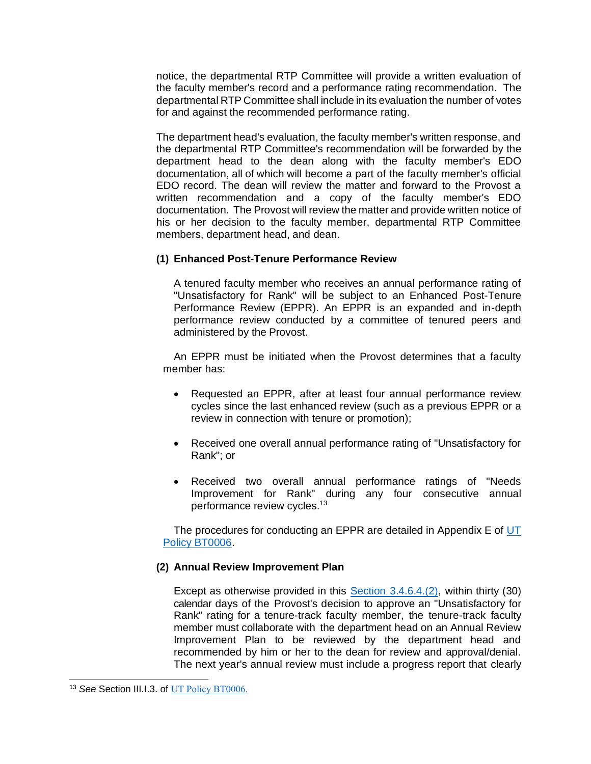notice, the departmental RTP Committee will provide a written evaluation of the faculty member's record and a performance rating recommendation. The departmental RTP Committee shall include in its evaluation the number of votes for and against the recommended performance rating.

The department head's evaluation, the faculty member's written response, and the departmental RTP Committee's recommendation will be forwarded by the department head to the dean along with the faculty member's EDO documentation, all of which will become a part of the faculty member's official EDO record. The dean will review the matter and forward to the Provost a written recommendation and a copy of the faculty member's EDO documentation. The Provost will review the matter and provide written notice of his or her decision to the faculty member, departmental RTP Committee members, department head, and dean.

**(1) Enhanced Post-Tenure Performance Review**

A tenured faculty member who receives an annual performance rating of "Unsatisfactory for Rank" will be subject to an Enhanced Post-Tenure Performance Review (EPPR). An EPPR is an expanded and in-depth performance review conducted by a committee of tenured peers and administered by the Provost.

An EPPR must be initiated when the Provost determines that a faculty member has:

- Requested an EPPR, after at least four annual performance review cycles since the last enhanced review (such as a previous EPPR or a review in connection with tenure or promotion);
- Received one overall annual performance rating of "Unsatisfactory for Rank"; or
- Received two overall annual performance ratings of "Needs Improvement for Rank" during any four consecutive annual performance review cycles.[13]

The procedures for conducting an EPPR are detailed in Appendix E of UT Policy BT0006.

**(2) Annual Review Improvement Plan**

Except as otherwise provided in this Section 3.4.6.4.(2), within thirty (30) calendar days of the Provost's decision to approve an "Unsatisfactory for Rank" rating for a tenure-track faculty member, the tenure-track faculty member must collaborate with the department head on an Annual Review Improvement Plan to be reviewed by the department head and recommended by him or her to the dean for review and approval/denial. The next year's annual review must include a progress report that clearly

[13] *See* Section III.I.3. of UT Policy BT0006.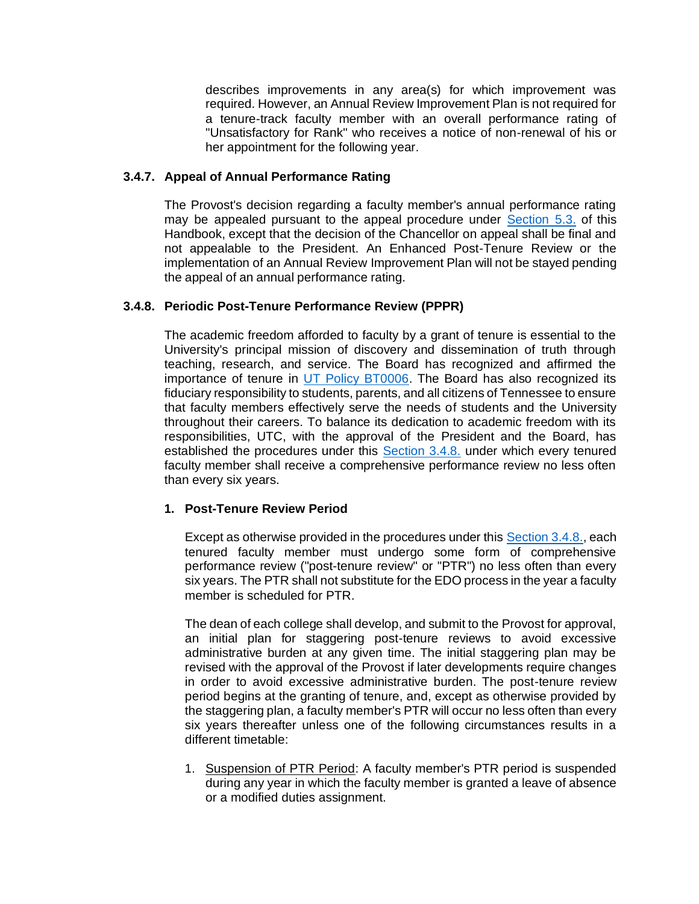describes improvements in any area(s) for which improvement was required. However, an Annual Review Improvement Plan is not required for a tenure-track faculty member with an overall performance rating of "Unsatisfactory for Rank" who receives a notice of non-renewal of his or her appointment for the following year.

### 3.4.7. Appeal of Annual Performance Rating

The Provost's decision regarding a faculty member's annual performance rating may be appealed pursuant to the appeal procedure under Section 5.3. of this Handbook, except that the decision of the Chancellor on appeal shall be final and not appealable to the President. An Enhanced Post-Tenure Review or the implementation of an Annual Review Improvement Plan will not be stayed pending the appeal of an annual performance rating.

### 3.4.8. Periodic Post-Tenure Performance Review (PPPR)

The academic freedom afforded to faculty by a grant of tenure is essential to the University's principal mission of discovery and dissemination of truth through teaching, research, and service. The Board has recognized and affirmed the importance of tenure in UT Policy BT0006. The Board has also recognized its fiduciary responsibility to students, parents, and all citizens of Tennessee to ensure that faculty members effectively serve the needs of students and the University throughout their careers. To balance its dedication to academic freedom with its responsibilities, UTC, with the approval of the President and the Board, has established the procedures under this Section 3.4.8. under which every tenured faculty member shall receive a comprehensive performance review no less often than every six years.

#### 1. Post-Tenure Review Period

Except as otherwise provided in the procedures under this Section 3.4.8., each tenured faculty member must undergo some form of comprehensive performance review ("post-tenure review" or "PTR") no less often than every six years. The PTR shall not substitute for the EDO process in the year a faculty member is scheduled for PTR.

The dean of each college shall develop, and submit to the Provost for approval, an initial plan for staggering post-tenure reviews to avoid excessive administrative burden at any given time. The initial staggering plan may be revised with the approval of the Provost if later developments require changes in order to avoid excessive administrative burden. The post-tenure review period begins at the granting of tenure, and, except as otherwise provided by the staggering plan, a faculty member's PTR will occur no less often than every six years thereafter unless one of the following circumstances results in a different timetable:

1. Suspension of PTR Period: A faculty member's PTR period is suspended during any year in which the faculty member is granted a leave of absence or a modified duties assignment.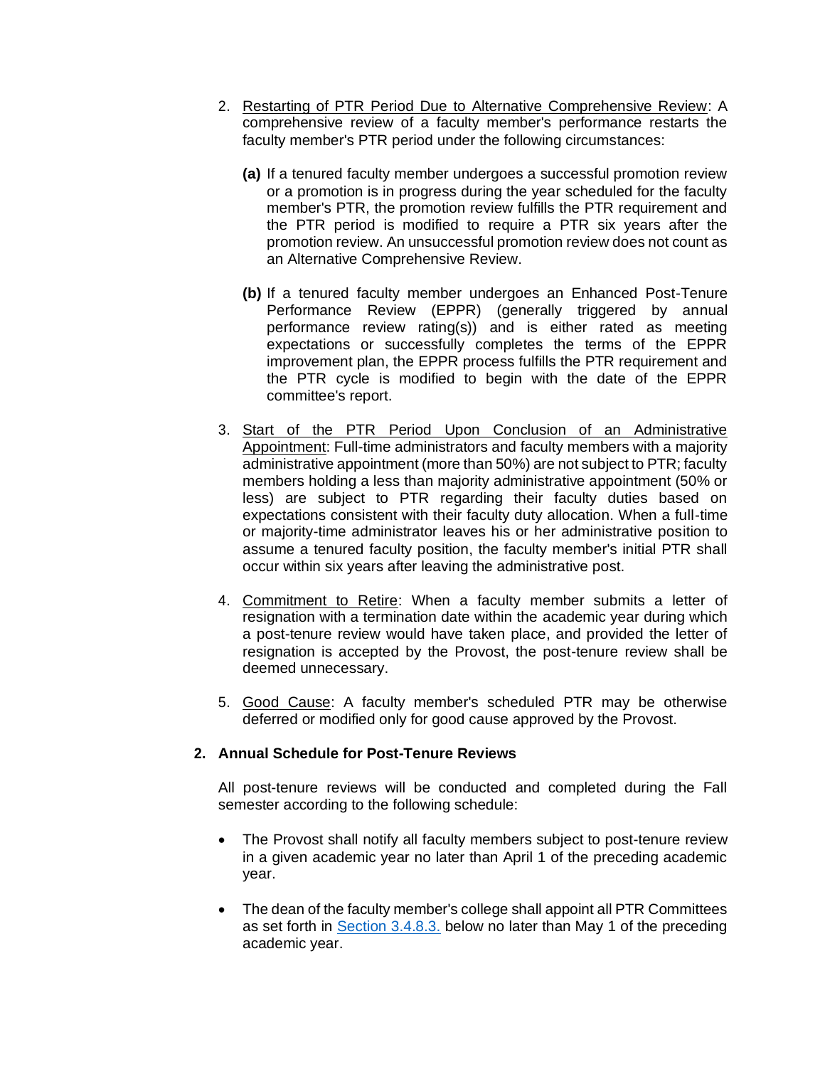2. Restarting of PTR Period Due to Alternative Comprehensive Review: A comprehensive review of a faculty member's performance restarts the faculty member's PTR period under the following circumstances:

   **(a)** If a tenured faculty member undergoes a successful promotion review or a promotion is in progress during the year scheduled for the faculty member's PTR, the promotion review fulfills the PTR requirement and the PTR period is modified to require a PTR six years after the promotion review. An unsuccessful promotion review does not count as an Alternative Comprehensive Review.

   **(b)** If a tenured faculty member undergoes an Enhanced Post-Tenure Performance Review (EPPR) (generally triggered by annual performance review rating(s)) and is either rated as meeting expectations or successfully completes the terms of the EPPR improvement plan, the EPPR process fulfills the PTR requirement and the PTR cycle is modified to begin with the date of the EPPR committee's report.

3. Start of the PTR Period Upon Conclusion of an Administrative Appointment: Full-time administrators and faculty members with a majority administrative appointment (more than 50%) are not subject to PTR; faculty members holding a less than majority administrative appointment (50% or less) are subject to PTR regarding their faculty duties based on expectations consistent with their faculty duty allocation. When a full-time or majority-time administrator leaves his or her administrative position to assume a tenured faculty position, the faculty member's initial PTR shall occur within six years after leaving the administrative post.

4. Commitment to Retire: When a faculty member submits a letter of resignation with a termination date within the academic year during which a post-tenure review would have taken place, and provided the letter of resignation is accepted by the Provost, the post-tenure review shall be deemed unnecessary.

5. Good Cause: A faculty member's scheduled PTR may be otherwise deferred or modified only for good cause approved by the Provost.

### 2. Annual Schedule for Post-Tenure Reviews

All post-tenure reviews will be conducted and completed during the Fall semester according to the following schedule:

- The Provost shall notify all faculty members subject to post-tenure review in a given academic year no later than April 1 of the preceding academic year.

- The dean of the faculty member's college shall appoint all PTR Committees as set forth in Section 3.4.8.3. below no later than May 1 of the preceding academic year.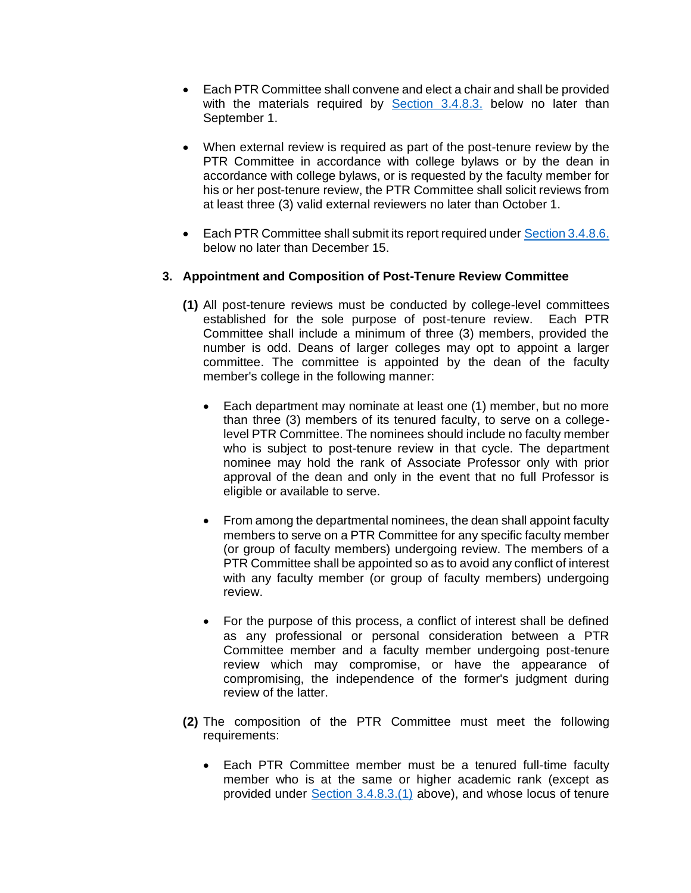- Each PTR Committee shall convene and elect a chair and shall be provided with the materials required by Section 3.4.8.3. below no later than September 1.

- When external review is required as part of the post-tenure review by the PTR Committee in accordance with college bylaws or by the dean in accordance with college bylaws, or is requested by the faculty member for his or her post-tenure review, the PTR Committee shall solicit reviews from at least three (3) valid external reviewers no later than October 1.

- Each PTR Committee shall submit its report required under Section 3.4.8.6. below no later than December 15.

### 3. Appointment and Composition of Post-Tenure Review Committee

**(1)** All post-tenure reviews must be conducted by college-level committees established for the sole purpose of post-tenure review. Each PTR Committee shall include a minimum of three (3) members, provided the number is odd. Deans of larger colleges may opt to appoint a larger committee. The committee is appointed by the dean of the faculty member's college in the following manner:

- Each department may nominate at least one (1) member, but no more than three (3) members of its tenured faculty, to serve on a college-level PTR Committee. The nominees should include no faculty member who is subject to post-tenure review in that cycle. The department nominee may hold the rank of Associate Professor only with prior approval of the dean and only in the event that no full Professor is eligible or available to serve.

- From among the departmental nominees, the dean shall appoint faculty members to serve on a PTR Committee for any specific faculty member (or group of faculty members) undergoing review. The members of a PTR Committee shall be appointed so as to avoid any conflict of interest with any faculty member (or group of faculty members) undergoing review.

- For the purpose of this process, a conflict of interest shall be defined as any professional or personal consideration between a PTR Committee member and a faculty member undergoing post-tenure review which may compromise, or have the appearance of compromising, the independence of the former's judgment during review of the latter.

**(2)** The composition of the PTR Committee must meet the following requirements:

- Each PTR Committee member must be a tenured full-time faculty member who is at the same or higher academic rank (except as provided under Section 3.4.8.3.(1) above), and whose locus of tenure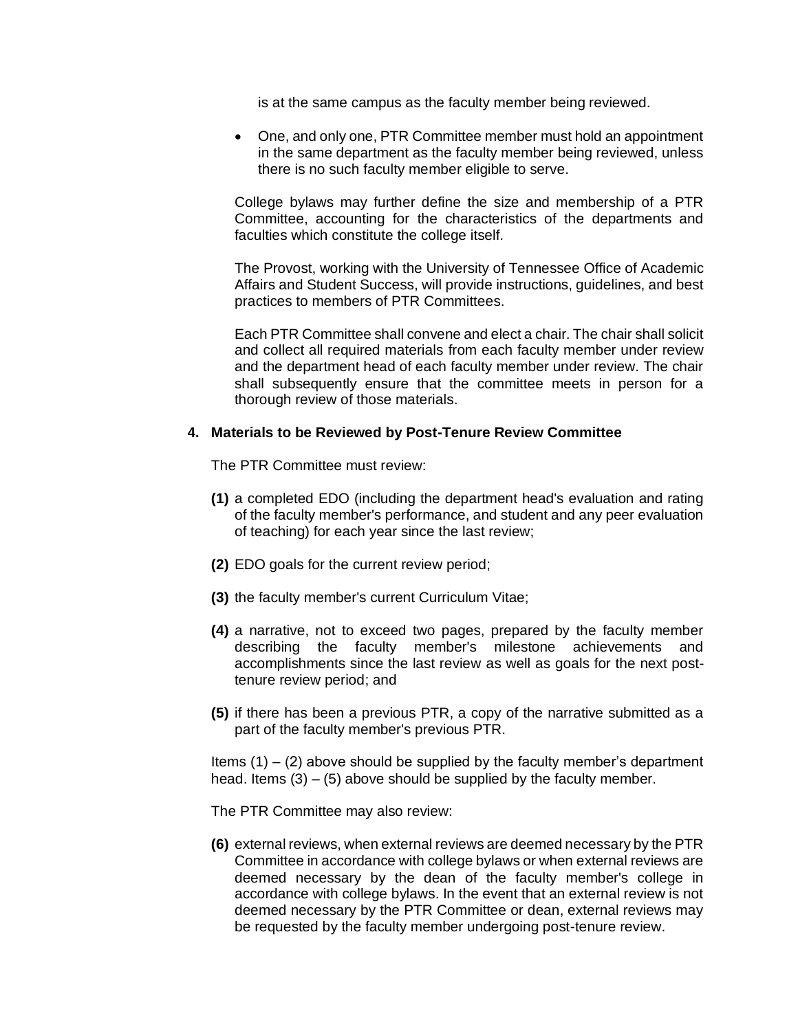is at the same campus as the faculty member being reviewed.

- One, and only one, PTR Committee member must hold an appointment in the same department as the faculty member being reviewed, unless there is no such faculty member eligible to serve.

College bylaws may further define the size and membership of a PTR Committee, accounting for the characteristics of the departments and faculties which constitute the college itself.

The Provost, working with the University of Tennessee Office of Academic Affairs and Student Success, will provide instructions, guidelines, and best practices to members of PTR Committees.

Each PTR Committee shall convene and elect a chair. The chair shall solicit and collect all required materials from each faculty member under review and the department head of each faculty member under review. The chair shall subsequently ensure that the committee meets in person for a thorough review of those materials.

**4. Materials to be Reviewed by Post-Tenure Review Committee**

The PTR Committee must review:

**(1)** a completed EDO (including the department head's evaluation and rating of the faculty member's performance, and student and any peer evaluation of teaching) for each year since the last review;

**(2)** EDO goals for the current review period;

**(3)** the faculty member's current Curriculum Vitae;

**(4)** a narrative, not to exceed two pages, prepared by the faculty member describing the faculty member's milestone achievements and accomplishments since the last review as well as goals for the next post-tenure review period; and

**(5)** if there has been a previous PTR, a copy of the narrative submitted as a part of the faculty member's previous PTR.

Items (1) – (2) above should be supplied by the faculty member's department head. Items (3) – (5) above should be supplied by the faculty member.

The PTR Committee may also review:

**(6)** external reviews, when external reviews are deemed necessary by the PTR Committee in accordance with college bylaws or when external reviews are deemed necessary by the dean of the faculty member's college in accordance with college bylaws. In the event that an external review is not deemed necessary by the PTR Committee or dean, external reviews may be requested by the faculty member undergoing post-tenure review.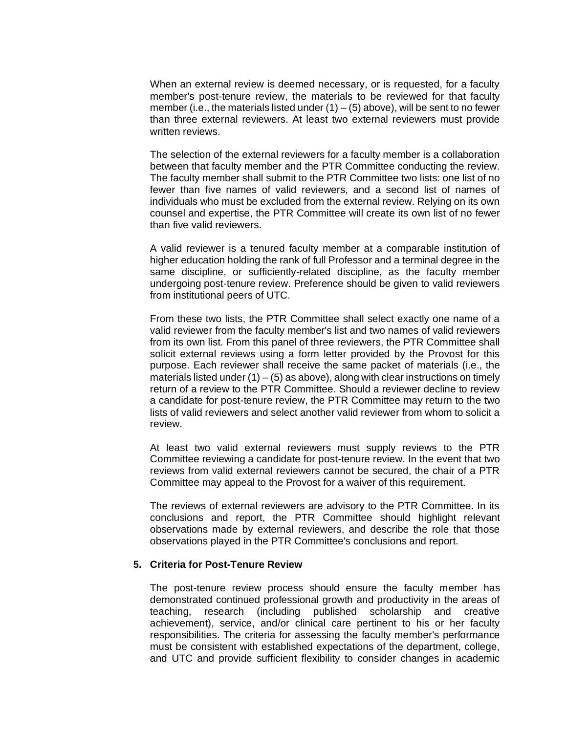When an external review is deemed necessary, or is requested, for a faculty member's post-tenure review, the materials to be reviewed for that faculty member (i.e., the materials listed under (1) – (5) above), will be sent to no fewer than three external reviewers. At least two external reviewers must provide written reviews.

The selection of the external reviewers for a faculty member is a collaboration between that faculty member and the PTR Committee conducting the review. The faculty member shall submit to the PTR Committee two lists: one list of no fewer than five names of valid reviewers, and a second list of names of individuals who must be excluded from the external review. Relying on its own counsel and expertise, the PTR Committee will create its own list of no fewer than five valid reviewers.

A valid reviewer is a tenured faculty member at a comparable institution of higher education holding the rank of full Professor and a terminal degree in the same discipline, or sufficiently-related discipline, as the faculty member undergoing post-tenure review. Preference should be given to valid reviewers from institutional peers of UTC.

From these two lists, the PTR Committee shall select exactly one name of a valid reviewer from the faculty member's list and two names of valid reviewers from its own list. From this panel of three reviewers, the PTR Committee shall solicit external reviews using a form letter provided by the Provost for this purpose. Each reviewer shall receive the same packet of materials (i.e., the materials listed under (1) – (5) as above), along with clear instructions on timely return of a review to the PTR Committee. Should a reviewer decline to review a candidate for post-tenure review, the PTR Committee may return to the two lists of valid reviewers and select another valid reviewer from whom to solicit a review.

At least two valid external reviewers must supply reviews to the PTR Committee reviewing a candidate for post-tenure review. In the event that two reviews from valid external reviewers cannot be secured, the chair of a PTR Committee may appeal to the Provost for a waiver of this requirement.

The reviews of external reviewers are advisory to the PTR Committee. In its conclusions and report, the PTR Committee should highlight relevant observations made by external reviewers, and describe the role that those observations played in the PTR Committee's conclusions and report.

**5. Criteria for Post-Tenure Review**

The post-tenure review process should ensure the faculty member has demonstrated continued professional growth and productivity in the areas of teaching, research (including published scholarship and creative achievement), service, and/or clinical care pertinent to his or her faculty responsibilities. The criteria for assessing the faculty member's performance must be consistent with established expectations of the department, college, and UTC and provide sufficient flexibility to consider changes in academic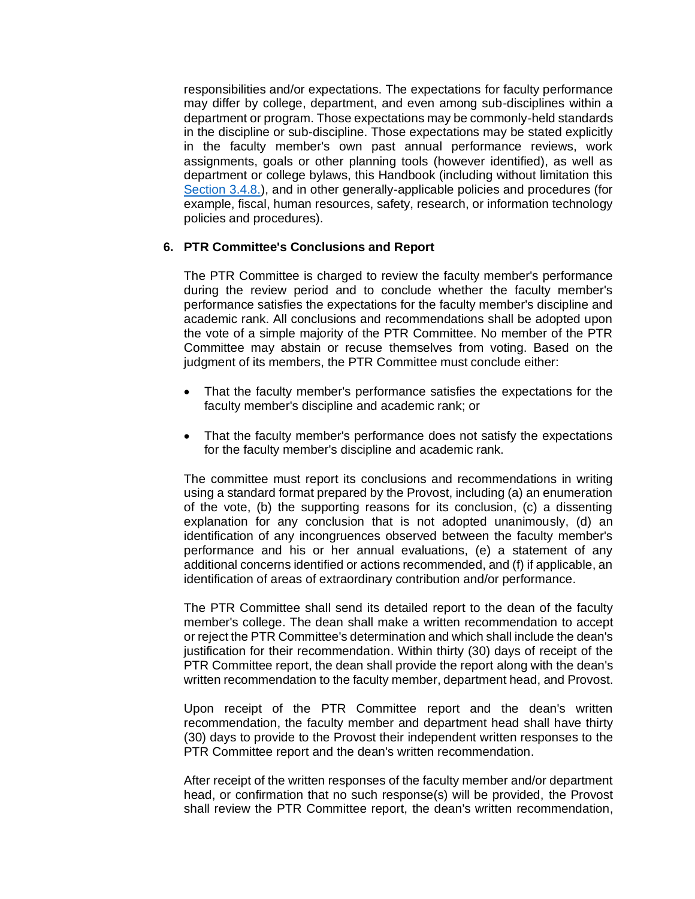responsibilities and/or expectations. The expectations for faculty performance may differ by college, department, and even among sub-disciplines within a department or program. Those expectations may be commonly-held standards in the discipline or sub-discipline. Those expectations may be stated explicitly in the faculty member's own past annual performance reviews, work assignments, goals or other planning tools (however identified), as well as department or college bylaws, this Handbook (including without limitation this Section 3.4.8.), and in other generally-applicable policies and procedures (for example, fiscal, human resources, safety, research, or information technology policies and procedures).

**6. PTR Committee's Conclusions and Report**

The PTR Committee is charged to review the faculty member's performance during the review period and to conclude whether the faculty member's performance satisfies the expectations for the faculty member's discipline and academic rank. All conclusions and recommendations shall be adopted upon the vote of a simple majority of the PTR Committee. No member of the PTR Committee may abstain or recuse themselves from voting. Based on the judgment of its members, the PTR Committee must conclude either:

- That the faculty member's performance satisfies the expectations for the faculty member's discipline and academic rank; or
- That the faculty member's performance does not satisfy the expectations for the faculty member's discipline and academic rank.

The committee must report its conclusions and recommendations in writing using a standard format prepared by the Provost, including (a) an enumeration of the vote, (b) the supporting reasons for its conclusion, (c) a dissenting explanation for any conclusion that is not adopted unanimously, (d) an identification of any incongruences observed between the faculty member's performance and his or her annual evaluations, (e) a statement of any additional concerns identified or actions recommended, and (f) if applicable, an identification of areas of extraordinary contribution and/or performance.

The PTR Committee shall send its detailed report to the dean of the faculty member's college. The dean shall make a written recommendation to accept or reject the PTR Committee's determination and which shall include the dean's justification for their recommendation. Within thirty (30) days of receipt of the PTR Committee report, the dean shall provide the report along with the dean's written recommendation to the faculty member, department head, and Provost.

Upon receipt of the PTR Committee report and the dean's written recommendation, the faculty member and department head shall have thirty (30) days to provide to the Provost their independent written responses to the PTR Committee report and the dean's written recommendation.

After receipt of the written responses of the faculty member and/or department head, or confirmation that no such response(s) will be provided, the Provost shall review the PTR Committee report, the dean's written recommendation,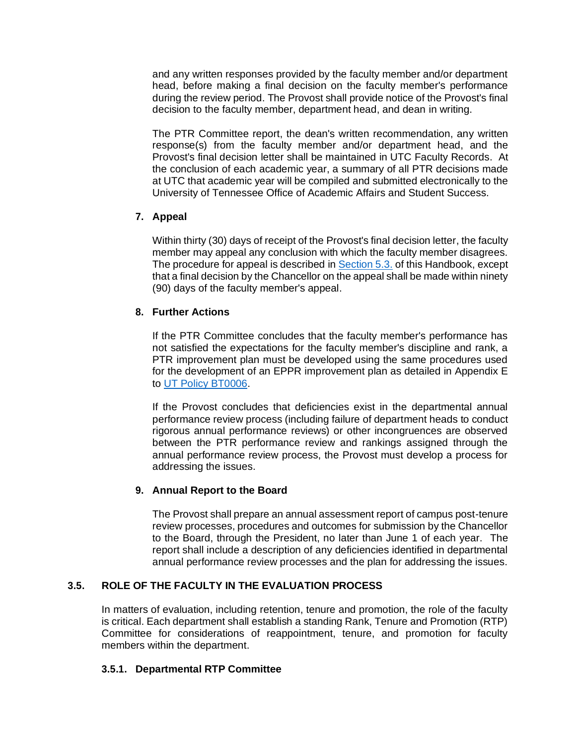and any written responses provided by the faculty member and/or department head, before making a final decision on the faculty member's performance during the review period. The Provost shall provide notice of the Provost's final decision to the faculty member, department head, and dean in writing.

The PTR Committee report, the dean's written recommendation, any written response(s) from the faculty member and/or department head, and the Provost's final decision letter shall be maintained in UTC Faculty Records. At the conclusion of each academic year, a summary of all PTR decisions made at UTC that academic year will be compiled and submitted electronically to the University of Tennessee Office of Academic Affairs and Student Success.

**7. Appeal**

Within thirty (30) days of receipt of the Provost's final decision letter, the faculty member may appeal any conclusion with which the faculty member disagrees. The procedure for appeal is described in [Section 5.3.](#) of this Handbook, except that a final decision by the Chancellor on the appeal shall be made within ninety (90) days of the faculty member's appeal.

**8. Further Actions**

If the PTR Committee concludes that the faculty member's performance has not satisfied the expectations for the faculty member's discipline and rank, a PTR improvement plan must be developed using the same procedures used for the development of an EPPR improvement plan as detailed in Appendix E to [UT Policy BT0006](#).

If the Provost concludes that deficiencies exist in the departmental annual performance review process (including failure of department heads to conduct rigorous annual performance reviews) or other incongruences are observed between the PTR performance review and rankings assigned through the annual performance review process, the Provost must develop a process for addressing the issues.

**9. Annual Report to the Board**

The Provost shall prepare an annual assessment report of campus post-tenure review processes, procedures and outcomes for submission by the Chancellor to the Board, through the President, no later than June 1 of each year. The report shall include a description of any deficiencies identified in departmental annual performance review processes and the plan for addressing the issues.

## 3.5. ROLE OF THE FACULTY IN THE EVALUATION PROCESS

In matters of evaluation, including retention, tenure and promotion, the role of the faculty is critical. Each department shall establish a standing Rank, Tenure and Promotion (RTP) Committee for considerations of reappointment, tenure, and promotion for faculty members within the department.

### 3.5.1. Departmental RTP Committee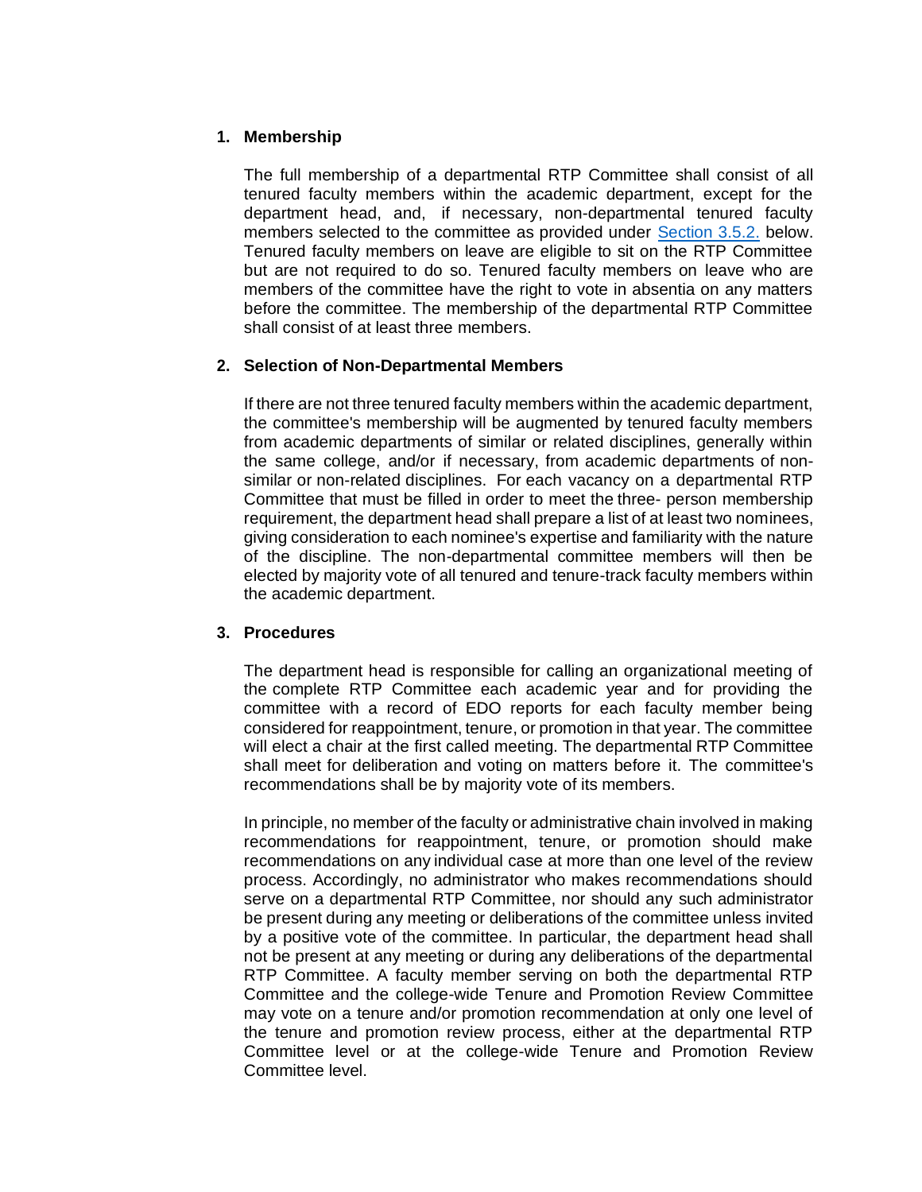1. **Membership**

   The full membership of a departmental RTP Committee shall consist of all tenured faculty members within the academic department, except for the department head, and, if necessary, non-departmental tenured faculty members selected to the committee as provided under [Section 3.5.2.] below. Tenured faculty members on leave are eligible to sit on the RTP Committee but are not required to do so. Tenured faculty members on leave who are members of the committee have the right to vote in absentia on any matters before the committee. The membership of the departmental RTP Committee shall consist of at least three members.

2. **Selection of Non-Departmental Members**

   If there are not three tenured faculty members within the academic department, the committee's membership will be augmented by tenured faculty members from academic departments of similar or related disciplines, generally within the same college, and/or if necessary, from academic departments of non-similar or non-related disciplines. For each vacancy on a departmental RTP Committee that must be filled in order to meet the three- person membership requirement, the department head shall prepare a list of at least two nominees, giving consideration to each nominee's expertise and familiarity with the nature of the discipline. The non-departmental committee members will then be elected by majority vote of all tenured and tenure-track faculty members within the academic department.

3. **Procedures**

   The department head is responsible for calling an organizational meeting of the complete RTP Committee each academic year and for providing the committee with a record of EDO reports for each faculty member being considered for reappointment, tenure, or promotion in that year. The committee will elect a chair at the first called meeting. The departmental RTP Committee shall meet for deliberation and voting on matters before it. The committee's recommendations shall be by majority vote of its members.

   In principle, no member of the faculty or administrative chain involved in making recommendations for reappointment, tenure, or promotion should make recommendations on any individual case at more than one level of the review process. Accordingly, no administrator who makes recommendations should serve on a departmental RTP Committee, nor should any such administrator be present during any meeting or deliberations of the committee unless invited by a positive vote of the committee. In particular, the department head shall not be present at any meeting or during any deliberations of the departmental RTP Committee. A faculty member serving on both the departmental RTP Committee and the college-wide Tenure and Promotion Review Committee may vote on a tenure and/or promotion recommendation at only one level of the tenure and promotion review process, either at the departmental RTP Committee level or at the college-wide Tenure and Promotion Review Committee level.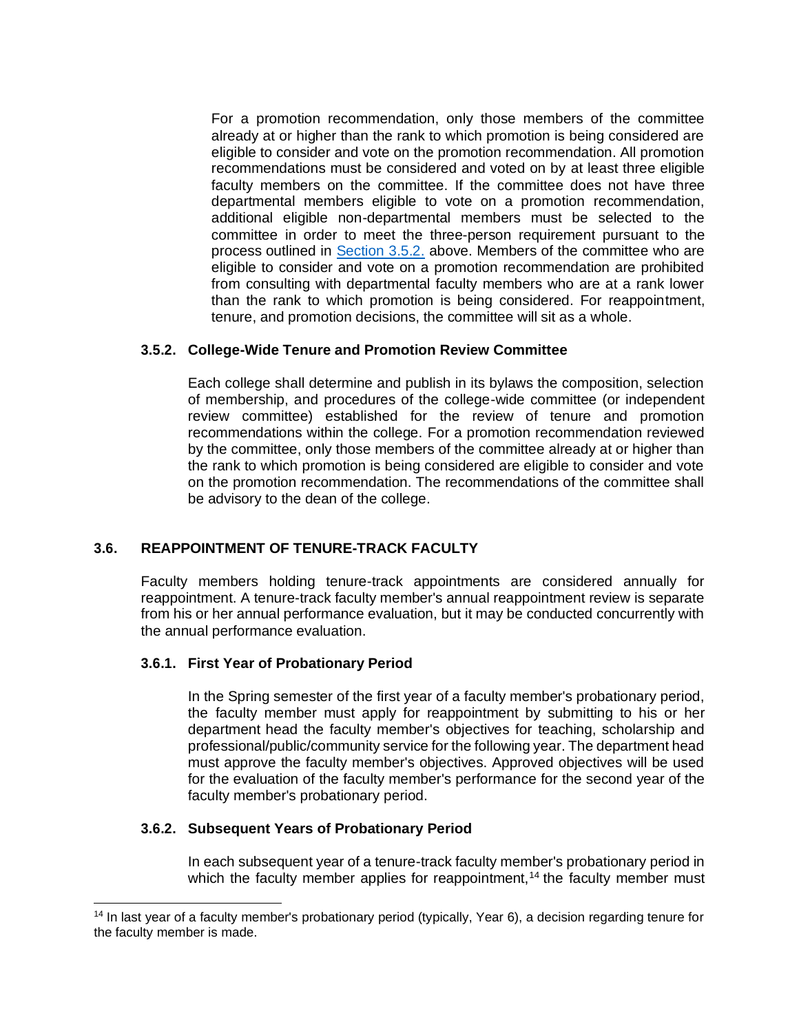For a promotion recommendation, only those members of the committee already at or higher than the rank to which promotion is being considered are eligible to consider and vote on the promotion recommendation. All promotion recommendations must be considered and voted on by at least three eligible faculty members on the committee. If the committee does not have three departmental members eligible to vote on a promotion recommendation, additional eligible non-departmental members must be selected to the committee in order to meet the three-person requirement pursuant to the process outlined in Section 3.5.2. above. Members of the committee who are eligible to consider and vote on a promotion recommendation are prohibited from consulting with departmental faculty members who are at a rank lower than the rank to which promotion is being considered. For reappointment, tenure, and promotion decisions, the committee will sit as a whole.

#### 3.5.2. College-Wide Tenure and Promotion Review Committee

Each college shall determine and publish in its bylaws the composition, selection of membership, and procedures of the college-wide committee (or independent review committee) established for the review of tenure and promotion recommendations within the college. For a promotion recommendation reviewed by the committee, only those members of the committee already at or higher than the rank to which promotion is being considered are eligible to consider and vote on the promotion recommendation. The recommendations of the committee shall be advisory to the dean of the college.

### 3.6. REAPPOINTMENT OF TENURE-TRACK FACULTY

Faculty members holding tenure-track appointments are considered annually for reappointment. A tenure-track faculty member's annual reappointment review is separate from his or her annual performance evaluation, but it may be conducted concurrently with the annual performance evaluation.

#### 3.6.1. First Year of Probationary Period

In the Spring semester of the first year of a faculty member's probationary period, the faculty member must apply for reappointment by submitting to his or her department head the faculty member's objectives for teaching, scholarship and professional/public/community service for the following year. The department head must approve the faculty member's objectives. Approved objectives will be used for the evaluation of the faculty member's performance for the second year of the faculty member's probationary period.

#### 3.6.2. Subsequent Years of Probationary Period

In each subsequent year of a tenure-track faculty member's probationary period in which the faculty member applies for reappointment,[14] the faculty member must

[14] In last year of a faculty member's probationary period (typically, Year 6), a decision regarding tenure for the faculty member is made.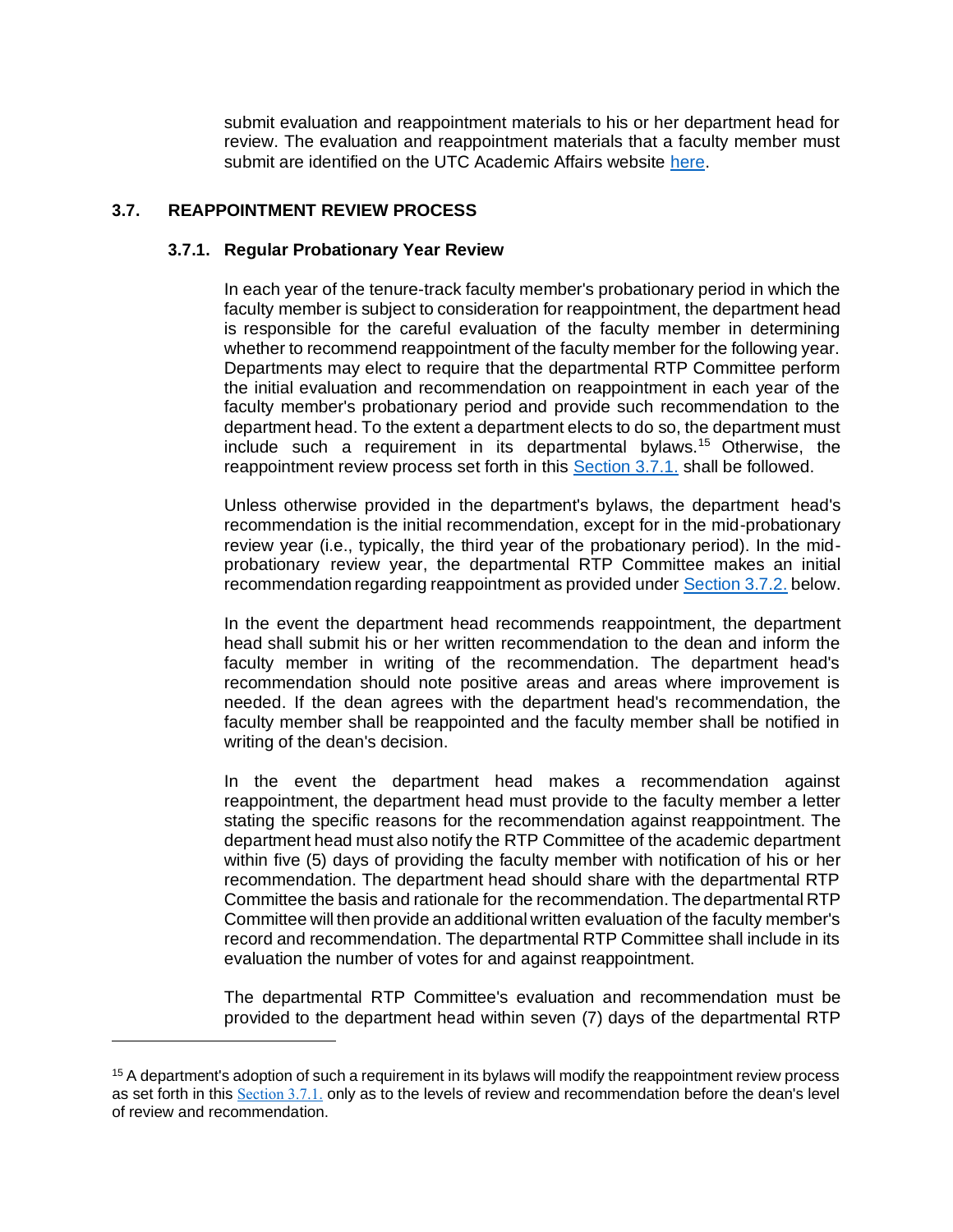submit evaluation and reappointment materials to his or her department head for review. The evaluation and reappointment materials that a faculty member must submit are identified on the UTC Academic Affairs website [here](#).

## 3.7. REAPPOINTMENT REVIEW PROCESS

### 3.7.1. Regular Probationary Year Review

In each year of the tenure-track faculty member's probationary period in which the faculty member is subject to consideration for reappointment, the department head is responsible for the careful evaluation of the faculty member in determining whether to recommend reappointment of the faculty member for the following year. Departments may elect to require that the departmental RTP Committee perform the initial evaluation and recommendation on reappointment in each year of the faculty member's probationary period and provide such recommendation to the department head. To the extent a department elects to do so, the department must include such a requirement in its departmental bylaws.[15] Otherwise, the reappointment review process set forth in this [Section 3.7.1.](#) shall be followed.

Unless otherwise provided in the department's bylaws, the department head's recommendation is the initial recommendation, except for in the mid-probationary review year (i.e., typically, the third year of the probationary period). In the mid-probationary review year, the departmental RTP Committee makes an initial recommendation regarding reappointment as provided under [Section 3.7.2.](#) below.

In the event the department head recommends reappointment, the department head shall submit his or her written recommendation to the dean and inform the faculty member in writing of the recommendation. The department head's recommendation should note positive areas and areas where improvement is needed. If the dean agrees with the department head's recommendation, the faculty member shall be reappointed and the faculty member shall be notified in writing of the dean's decision.

In the event the department head makes a recommendation against reappointment, the department head must provide to the faculty member a letter stating the specific reasons for the recommendation against reappointment. The department head must also notify the RTP Committee of the academic department within five (5) days of providing the faculty member with notification of his or her recommendation. The department head should share with the departmental RTP Committee the basis and rationale for the recommendation. The departmental RTP Committee will then provide an additional written evaluation of the faculty member's record and recommendation. The departmental RTP Committee shall include in its evaluation the number of votes for and against reappointment.

The departmental RTP Committee's evaluation and recommendation must be provided to the department head within seven (7) days of the departmental RTP

---

[15] A department's adoption of such a requirement in its bylaws will modify the reappointment review process as set forth in this [Section 3.7.1.](#) only as to the levels of review and recommendation before the dean's level of review and recommendation.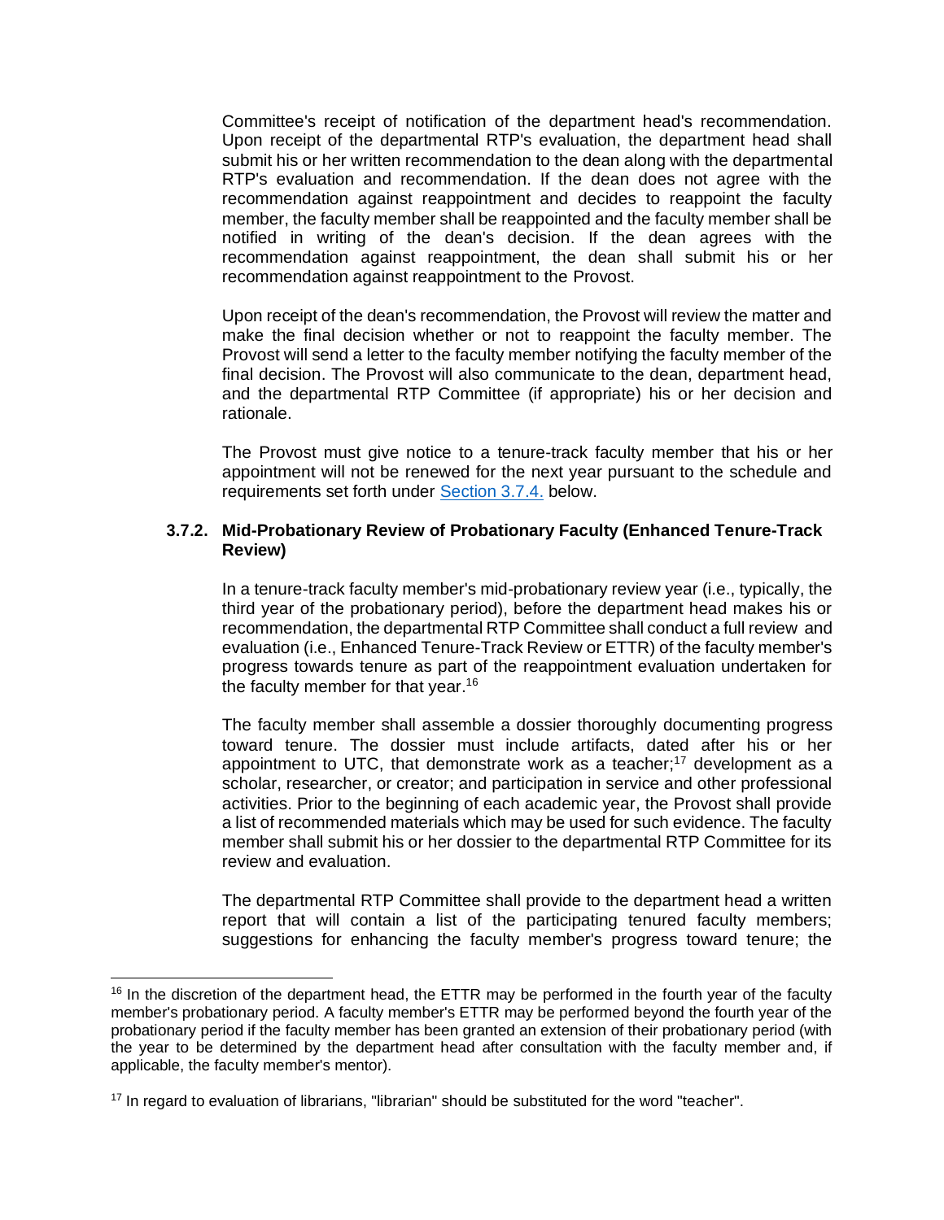Committee's receipt of notification of the department head's recommendation. Upon receipt of the departmental RTP's evaluation, the department head shall submit his or her written recommendation to the dean along with the departmental RTP's evaluation and recommendation. If the dean does not agree with the recommendation against reappointment and decides to reappoint the faculty member, the faculty member shall be reappointed and the faculty member shall be notified in writing of the dean's decision. If the dean agrees with the recommendation against reappointment, the dean shall submit his or her recommendation against reappointment to the Provost.

Upon receipt of the dean's recommendation, the Provost will review the matter and make the final decision whether or not to reappoint the faculty member. The Provost will send a letter to the faculty member notifying the faculty member of the final decision. The Provost will also communicate to the dean, department head, and the departmental RTP Committee (if appropriate) his or her decision and rationale.

The Provost must give notice to a tenure-track faculty member that his or her appointment will not be renewed for the next year pursuant to the schedule and requirements set forth under Section 3.7.4. below.

### 3.7.2. Mid-Probationary Review of Probationary Faculty (Enhanced Tenure-Track Review)

In a tenure-track faculty member's mid-probationary review year (i.e., typically, the third year of the probationary period), before the department head makes his or recommendation, the departmental RTP Committee shall conduct a full review and evaluation (i.e., Enhanced Tenure-Track Review or ETTR) of the faculty member's progress towards tenure as part of the reappointment evaluation undertaken for the faculty member for that year.[16]

The faculty member shall assemble a dossier thoroughly documenting progress toward tenure. The dossier must include artifacts, dated after his or her appointment to UTC, that demonstrate work as a teacher;[17] development as a scholar, researcher, or creator; and participation in service and other professional activities. Prior to the beginning of each academic year, the Provost shall provide a list of recommended materials which may be used for such evidence. The faculty member shall submit his or her dossier to the departmental RTP Committee for its review and evaluation.

The departmental RTP Committee shall provide to the department head a written report that will contain a list of the participating tenured faculty members; suggestions for enhancing the faculty member's progress toward tenure; the

---

[16] In the discretion of the department head, the ETTR may be performed in the fourth year of the faculty member's probationary period. A faculty member's ETTR may be performed beyond the fourth year of the probationary period if the faculty member has been granted an extension of their probationary period (with the year to be determined by the department head after consultation with the faculty member and, if applicable, the faculty member's mentor).

[17] In regard to evaluation of librarians, "librarian" should be substituted for the word "teacher".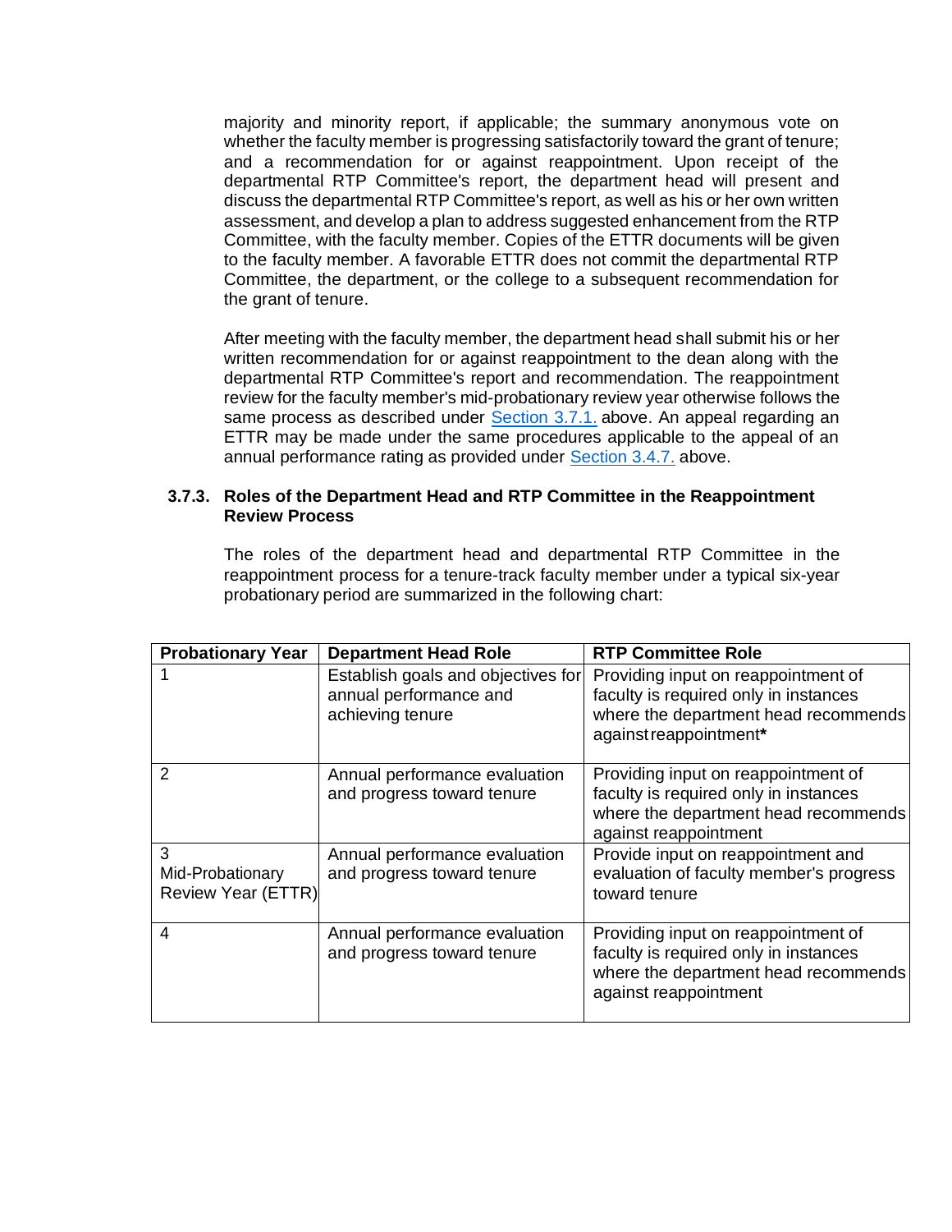majority and minority report, if applicable; the summary anonymous vote on whether the faculty member is progressing satisfactorily toward the grant of tenure; and a recommendation for or against reappointment. Upon receipt of the departmental RTP Committee's report, the department head will present and discuss the departmental RTP Committee's report, as well as his or her own written assessment, and develop a plan to address suggested enhancement from the RTP Committee, with the faculty member. Copies of the ETTR documents will be given to the faculty member. A favorable ETTR does not commit the departmental RTP Committee, the department, or the college to a subsequent recommendation for the grant of tenure.

After meeting with the faculty member, the department head shall submit his or her written recommendation for or against reappointment to the dean along with the departmental RTP Committee's report and recommendation. The reappointment review for the faculty member's mid-probationary review year otherwise follows the same process as described under Section 3.7.1. above. An appeal regarding an ETTR may be made under the same procedures applicable to the appeal of an annual performance rating as provided under Section 3.4.7. above.

### 3.7.3. Roles of the Department Head and RTP Committee in the Reappointment Review Process

The roles of the department head and departmental RTP Committee in the reappointment process for a tenure-track faculty member under a typical six-year probationary period are summarized in the following chart:

| Probationary Year | Department Head Role | RTP Committee Role |
|---|---|---|
| 1 | Establish goals and objectives for annual performance and achieving tenure | Providing input on reappointment of faculty is required only in instances where the department head recommends against reappointment* |
| 2 | Annual performance evaluation and progress toward tenure | Providing input on reappointment of faculty is required only in instances where the department head recommends against reappointment |
| 3 Mid-Probationary Review Year (ETTR) | Annual performance evaluation and progress toward tenure | Provide input on reappointment and evaluation of faculty member's progress toward tenure |
| 4 | Annual performance evaluation and progress toward tenure | Providing input on reappointment of faculty is required only in instances where the department head recommends against reappointment |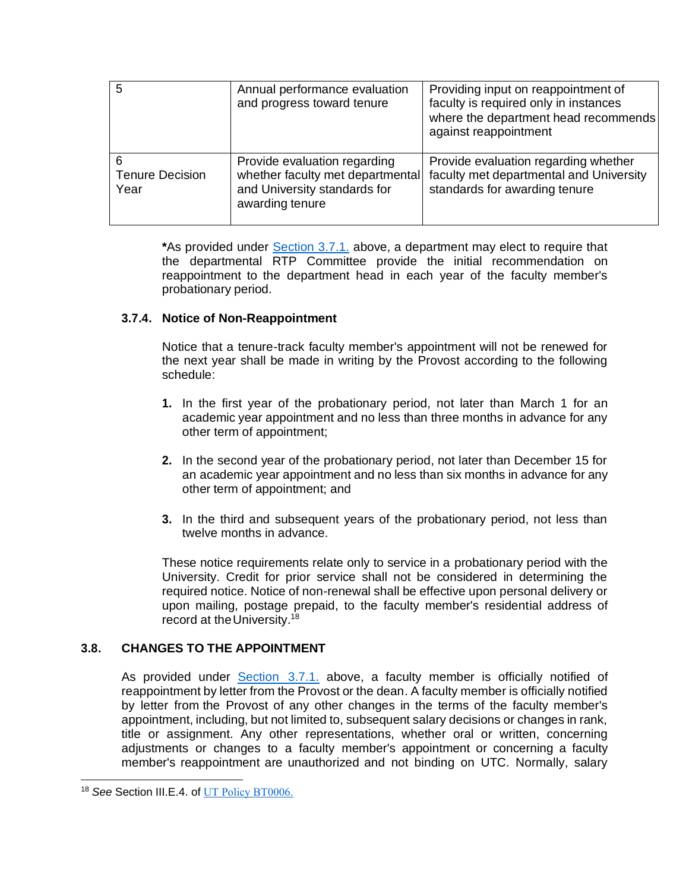| | | |
|---|---|---|
| 5 | Annual performance evaluation and progress toward tenure | Providing input on reappointment of faculty is required only in instances where the department head recommends against reappointment |
| 6 Tenure Decision Year | Provide evaluation regarding whether faculty met departmental and University standards for awarding tenure | Provide evaluation regarding whether faculty met departmental and University standards for awarding tenure |

**\***As provided under Section 3.7.1. above, a department may elect to require that the departmental RTP Committee provide the initial recommendation on reappointment to the department head in each year of the faculty member's probationary period.

#### 3.7.4. Notice of Non-Reappointment

Notice that a tenure-track faculty member's appointment will not be renewed for the next year shall be made in writing by the Provost according to the following schedule:

1. In the first year of the probationary period, not later than March 1 for an academic year appointment and no less than three months in advance for any other term of appointment;

2. In the second year of the probationary period, not later than December 15 for an academic year appointment and no less than six months in advance for any other term of appointment; and

3. In the third and subsequent years of the probationary period, not less than twelve months in advance.

These notice requirements relate only to service in a probationary period with the University. Credit for prior service shall not be considered in determining the required notice. Notice of non-renewal shall be effective upon personal delivery or upon mailing, postage prepaid, to the faculty member's residential address of record at the University.[18]

### 3.8. CHANGES TO THE APPOINTMENT

As provided under Section 3.7.1. above, a faculty member is officially notified of reappointment by letter from the Provost or the dean. A faculty member is officially notified by letter from the Provost of any other changes in the terms of the faculty member's appointment, including, but not limited to, subsequent salary decisions or changes in rank, title or assignment. Any other representations, whether oral or written, concerning adjustments or changes to a faculty member's appointment or concerning a faculty member's reappointment are unauthorized and not binding on UTC. Normally, salary

[18] *See* Section III.E.4. of UT Policy BT0006.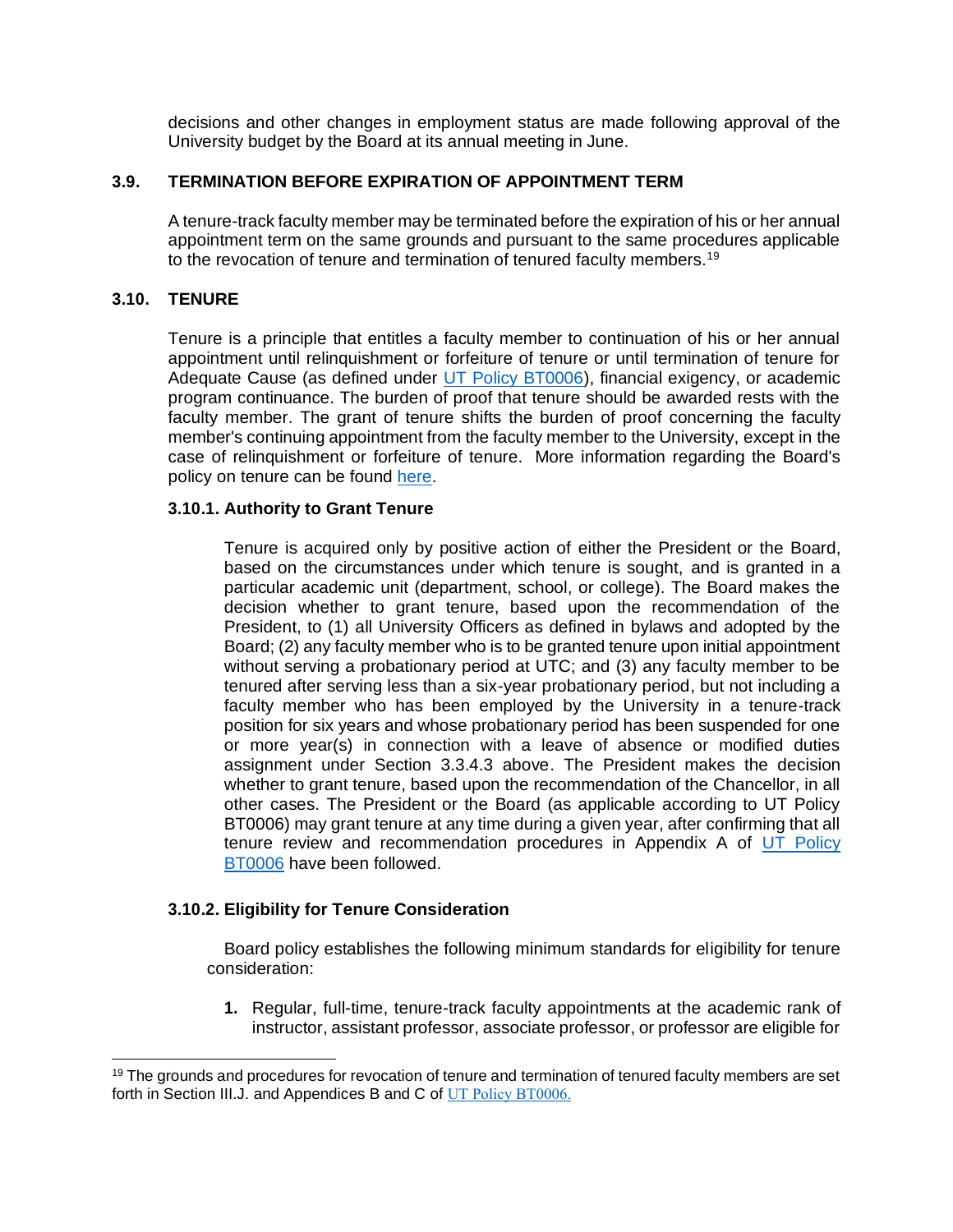decisions and other changes in employment status are made following approval of the University budget by the Board at its annual meeting in June.

### 3.9. TERMINATION BEFORE EXPIRATION OF APPOINTMENT TERM

A tenure-track faculty member may be terminated before the expiration of his or her annual appointment term on the same grounds and pursuant to the same procedures applicable to the revocation of tenure and termination of tenured faculty members.[19]

### 3.10. TENURE

Tenure is a principle that entitles a faculty member to continuation of his or her annual appointment until relinquishment or forfeiture of tenure or until termination of tenure for Adequate Cause (as defined under [UT Policy BT0006](UT Policy BT0006)), financial exigency, or academic program continuance. The burden of proof that tenure should be awarded rests with the faculty member. The grant of tenure shifts the burden of proof concerning the faculty member's continuing appointment from the faculty member to the University, except in the case of relinquishment or forfeiture of tenure. More information regarding the Board's policy on tenure can be found [here](here).

#### 3.10.1. Authority to Grant Tenure

Tenure is acquired only by positive action of either the President or the Board, based on the circumstances under which tenure is sought, and is granted in a particular academic unit (department, school, or college). The Board makes the decision whether to grant tenure, based upon the recommendation of the President, to (1) all University Officers as defined in bylaws and adopted by the Board; (2) any faculty member who is to be granted tenure upon initial appointment without serving a probationary period at UTC; and (3) any faculty member to be tenured after serving less than a six-year probationary period, but not including a faculty member who has been employed by the University in a tenure-track position for six years and whose probationary period has been suspended for one or more year(s) in connection with a leave of absence or modified duties assignment under Section 3.3.4.3 above. The President makes the decision whether to grant tenure, based upon the recommendation of the Chancellor, in all other cases. The President or the Board (as applicable according to UT Policy BT0006) may grant tenure at any time during a given year, after confirming that all tenure review and recommendation procedures in Appendix A of [UT Policy BT0006](UT Policy BT0006) have been followed.

#### 3.10.2. Eligibility for Tenure Consideration

Board policy establishes the following minimum standards for eligibility for tenure consideration:

1. Regular, full-time, tenure-track faculty appointments at the academic rank of instructor, assistant professor, associate professor, or professor are eligible for

---

[19] The grounds and procedures for revocation of tenure and termination of tenured faculty members are set forth in Section III.J. and Appendices B and C of [UT Policy BT0006.](UT Policy BT0006.)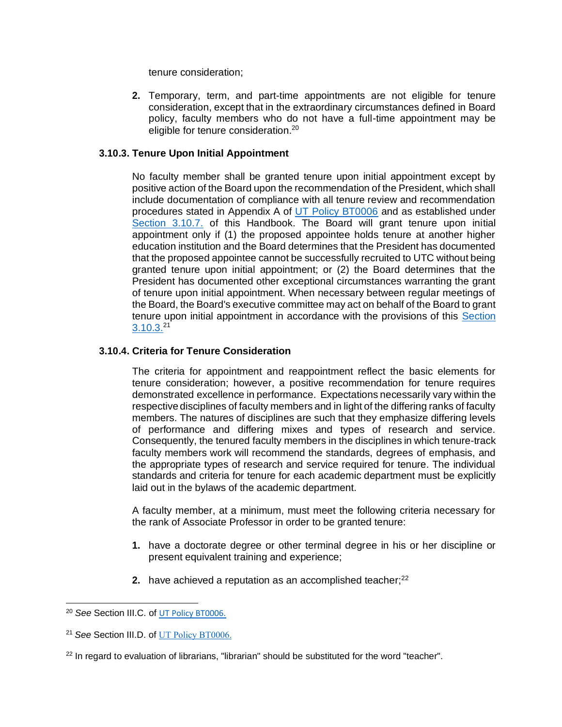tenure consideration;

2. Temporary, term, and part-time appointments are not eligible for tenure consideration, except that in the extraordinary circumstances defined in Board policy, faculty members who do not have a full-time appointment may be eligible for tenure consideration.[20]

### 3.10.3. Tenure Upon Initial Appointment

No faculty member shall be granted tenure upon initial appointment except by positive action of the Board upon the recommendation of the President, which shall include documentation of compliance with all tenure review and recommendation procedures stated in Appendix A of UT Policy BT0006 and as established under Section 3.10.7. of this Handbook. The Board will grant tenure upon initial appointment only if (1) the proposed appointee holds tenure at another higher education institution and the Board determines that the President has documented that the proposed appointee cannot be successfully recruited to UTC without being granted tenure upon initial appointment; or (2) the Board determines that the President has documented other exceptional circumstances warranting the grant of tenure upon initial appointment. When necessary between regular meetings of the Board, the Board's executive committee may act on behalf of the Board to grant tenure upon initial appointment in accordance with the provisions of this Section 3.10.3.[21]

### 3.10.4. Criteria for Tenure Consideration

The criteria for appointment and reappointment reflect the basic elements for tenure consideration; however, a positive recommendation for tenure requires demonstrated excellence in performance. Expectations necessarily vary within the respective disciplines of faculty members and in light of the differing ranks of faculty members. The natures of disciplines are such that they emphasize differing levels of performance and differing mixes and types of research and service. Consequently, the tenured faculty members in the disciplines in which tenure-track faculty members work will recommend the standards, degrees of emphasis, and the appropriate types of research and service required for tenure. The individual standards and criteria for tenure for each academic department must be explicitly laid out in the bylaws of the academic department.

A faculty member, at a minimum, must meet the following criteria necessary for the rank of Associate Professor in order to be granted tenure:

1. have a doctorate degree or other terminal degree in his or her discipline or present equivalent training and experience;

2. have achieved a reputation as an accomplished teacher;[22]

---

[20] *See* Section III.C. of UT Policy BT0006.

[21] *See* Section III.D. of UT Policy BT0006.

[22] In regard to evaluation of librarians, "librarian" should be substituted for the word "teacher".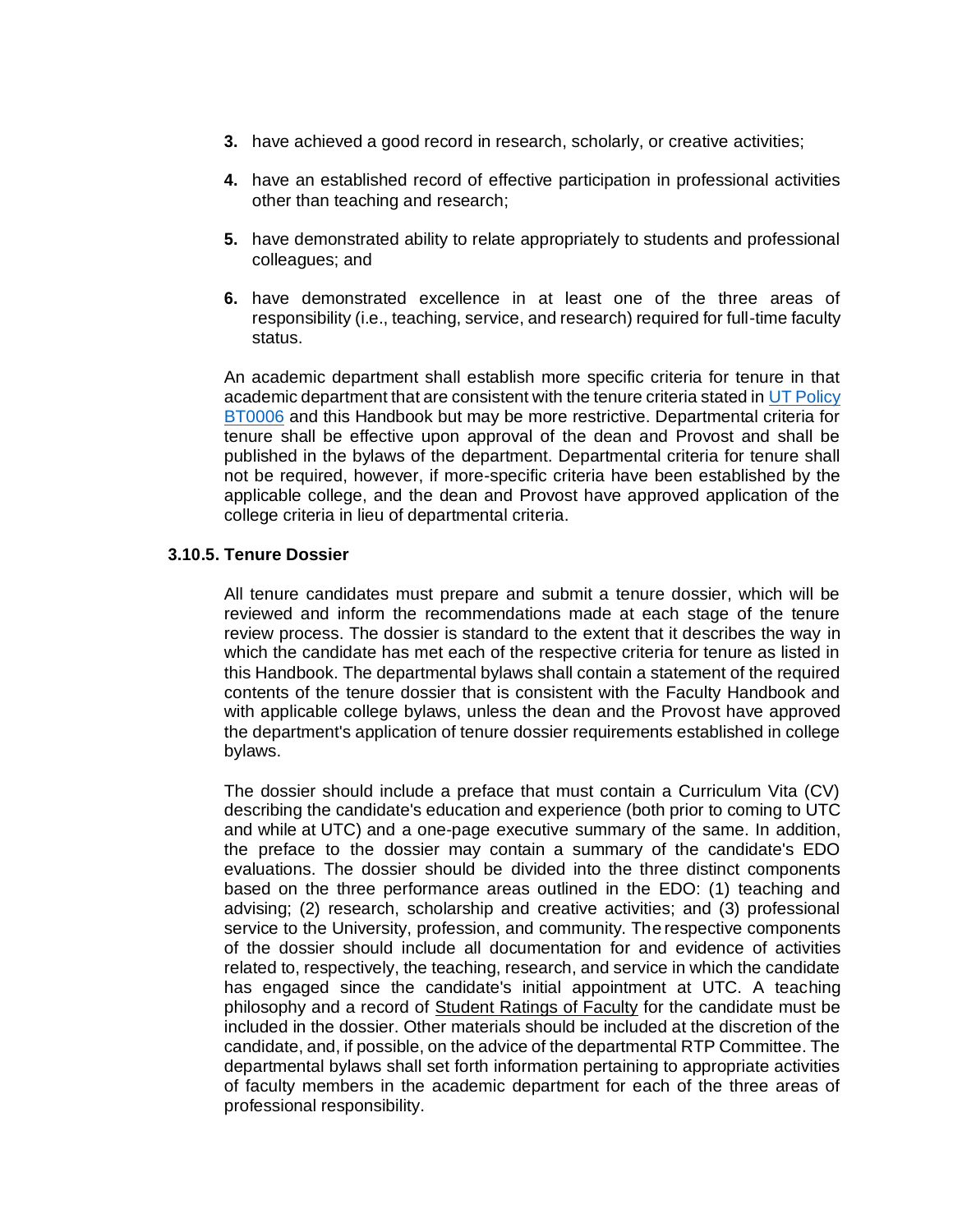3. have achieved a good record in research, scholarly, or creative activities;

4. have an established record of effective participation in professional activities other than teaching and research;

5. have demonstrated ability to relate appropriately to students and professional colleagues; and

6. have demonstrated excellence in at least one of the three areas of responsibility (i.e., teaching, service, and research) required for full-time faculty status.

An academic department shall establish more specific criteria for tenure in that academic department that are consistent with the tenure criteria stated in UT Policy BT0006 and this Handbook but may be more restrictive. Departmental criteria for tenure shall be effective upon approval of the dean and Provost and shall be published in the bylaws of the department. Departmental criteria for tenure shall not be required, however, if more-specific criteria have been established by the applicable college, and the dean and Provost have approved application of the college criteria in lieu of departmental criteria.

### 3.10.5. Tenure Dossier

All tenure candidates must prepare and submit a tenure dossier, which will be reviewed and inform the recommendations made at each stage of the tenure review process. The dossier is standard to the extent that it describes the way in which the candidate has met each of the respective criteria for tenure as listed in this Handbook. The departmental bylaws shall contain a statement of the required contents of the tenure dossier that is consistent with the Faculty Handbook and with applicable college bylaws, unless the dean and the Provost have approved the department's application of tenure dossier requirements established in college bylaws.

The dossier should include a preface that must contain a Curriculum Vita (CV) describing the candidate's education and experience (both prior to coming to UTC and while at UTC) and a one-page executive summary of the same. In addition, the preface to the dossier may contain a summary of the candidate's EDO evaluations. The dossier should be divided into the three distinct components based on the three performance areas outlined in the EDO: (1) teaching and advising; (2) research, scholarship and creative activities; and (3) professional service to the University, profession, and community. The respective components of the dossier should include all documentation for and evidence of activities related to, respectively, the teaching, research, and service in which the candidate has engaged since the candidate's initial appointment at UTC. A teaching philosophy and a record of Student Ratings of Faculty for the candidate must be included in the dossier. Other materials should be included at the discretion of the candidate, and, if possible, on the advice of the departmental RTP Committee. The departmental bylaws shall set forth information pertaining to appropriate activities of faculty members in the academic department for each of the three areas of professional responsibility.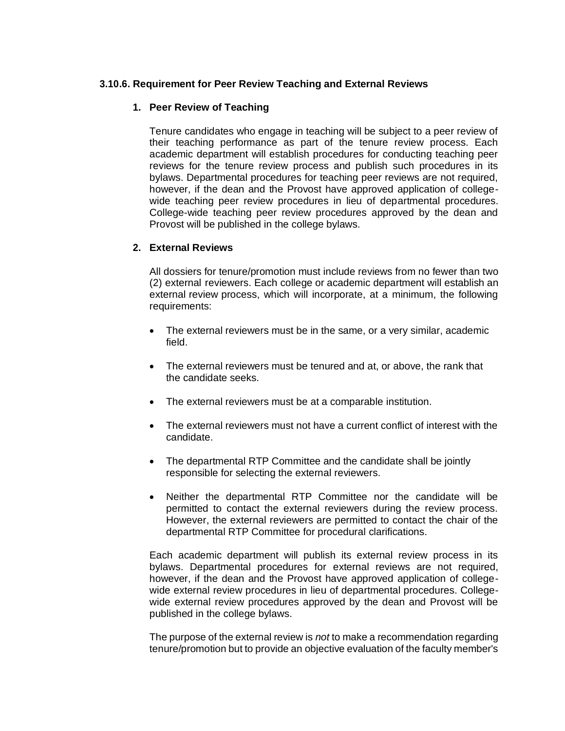### 3.10.6. Requirement for Peer Review Teaching and External Reviews

1. **Peer Review of Teaching**

   Tenure candidates who engage in teaching will be subject to a peer review of their teaching performance as part of the tenure review process. Each academic department will establish procedures for conducting teaching peer reviews for the tenure review process and publish such procedures in its bylaws. Departmental procedures for teaching peer reviews are not required, however, if the dean and the Provost have approved application of college-wide teaching peer review procedures in lieu of departmental procedures. College-wide teaching peer review procedures approved by the dean and Provost will be published in the college bylaws.

2. **External Reviews**

   All dossiers for tenure/promotion must include reviews from no fewer than two (2) external reviewers. Each college or academic department will establish an external review process, which will incorporate, at a minimum, the following requirements:

   - The external reviewers must be in the same, or a very similar, academic field.
   - The external reviewers must be tenured and at, or above, the rank that the candidate seeks.
   - The external reviewers must be at a comparable institution.
   - The external reviewers must not have a current conflict of interest with the candidate.
   - The departmental RTP Committee and the candidate shall be jointly responsible for selecting the external reviewers.
   - Neither the departmental RTP Committee nor the candidate will be permitted to contact the external reviewers during the review process. However, the external reviewers are permitted to contact the chair of the departmental RTP Committee for procedural clarifications.

   Each academic department will publish its external review process in its bylaws. Departmental procedures for external reviews are not required, however, if the dean and the Provost have approved application of college-wide external review procedures in lieu of departmental procedures. College-wide external review procedures approved by the dean and Provost will be published in the college bylaws.

   The purpose of the external review is *not* to make a recommendation regarding tenure/promotion but to provide an objective evaluation of the faculty member's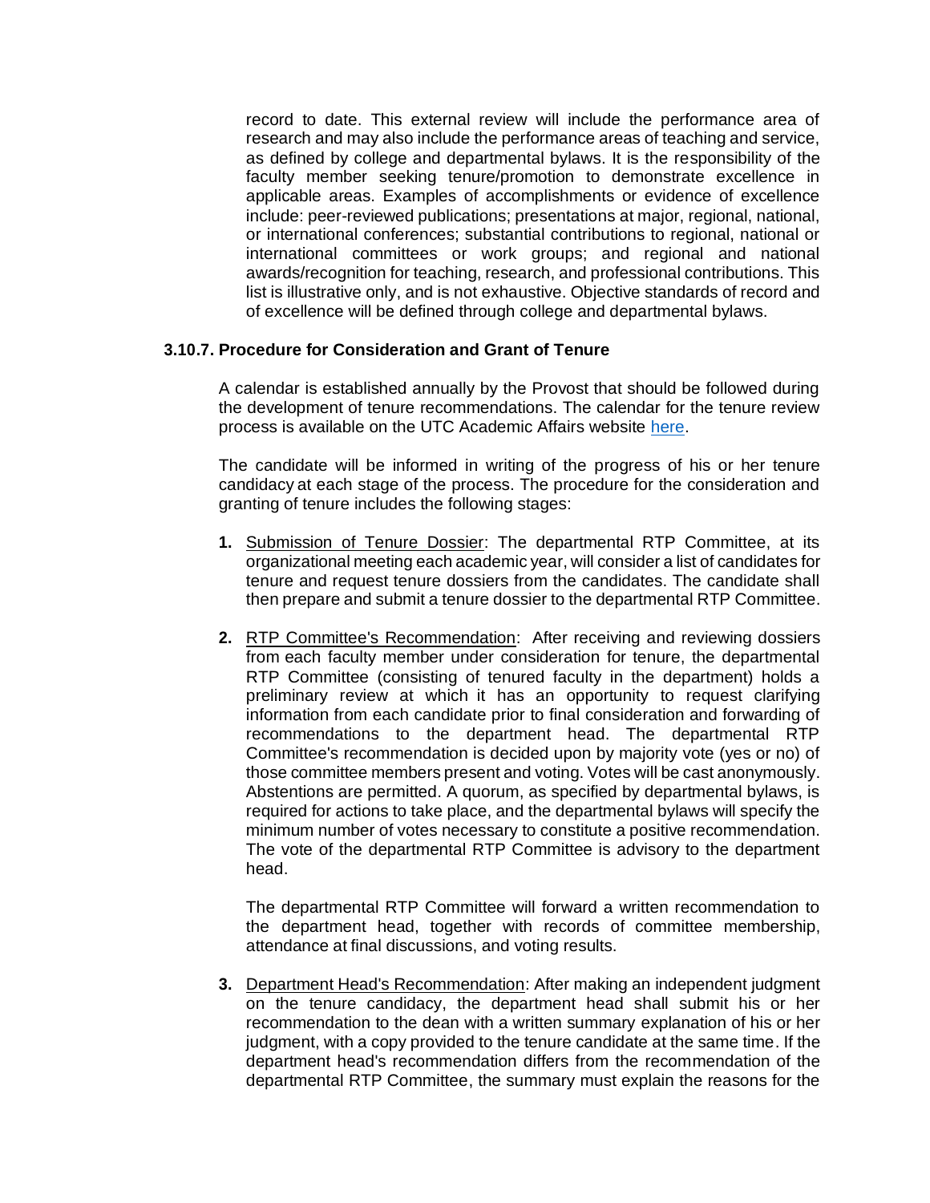record to date. This external review will include the performance area of research and may also include the performance areas of teaching and service, as defined by college and departmental bylaws. It is the responsibility of the faculty member seeking tenure/promotion to demonstrate excellence in applicable areas. Examples of accomplishments or evidence of excellence include: peer-reviewed publications; presentations at major, regional, national, or international conferences; substantial contributions to regional, national or international committees or work groups; and regional and national awards/recognition for teaching, research, and professional contributions. This list is illustrative only, and is not exhaustive. Objective standards of record and of excellence will be defined through college and departmental bylaws.

### 3.10.7. Procedure for Consideration and Grant of Tenure

A calendar is established annually by the Provost that should be followed during the development of tenure recommendations. The calendar for the tenure review process is available on the UTC Academic Affairs website here.

The candidate will be informed in writing of the progress of his or her tenure candidacy at each stage of the process. The procedure for the consideration and granting of tenure includes the following stages:

1. Submission of Tenure Dossier: The departmental RTP Committee, at its organizational meeting each academic year, will consider a list of candidates for tenure and request tenure dossiers from the candidates. The candidate shall then prepare and submit a tenure dossier to the departmental RTP Committee.

2. RTP Committee's Recommendation: After receiving and reviewing dossiers from each faculty member under consideration for tenure, the departmental RTP Committee (consisting of tenured faculty in the department) holds a preliminary review at which it has an opportunity to request clarifying information from each candidate prior to final consideration and forwarding of recommendations to the department head. The departmental RTP Committee's recommendation is decided upon by majority vote (yes or no) of those committee members present and voting. Votes will be cast anonymously. Abstentions are permitted. A quorum, as specified by departmental bylaws, is required for actions to take place, and the departmental bylaws will specify the minimum number of votes necessary to constitute a positive recommendation. The vote of the departmental RTP Committee is advisory to the department head.

   The departmental RTP Committee will forward a written recommendation to the department head, together with records of committee membership, attendance at final discussions, and voting results.

3. Department Head's Recommendation: After making an independent judgment on the tenure candidacy, the department head shall submit his or her recommendation to the dean with a written summary explanation of his or her judgment, with a copy provided to the tenure candidate at the same time. If the department head's recommendation differs from the recommendation of the departmental RTP Committee, the summary must explain the reasons for the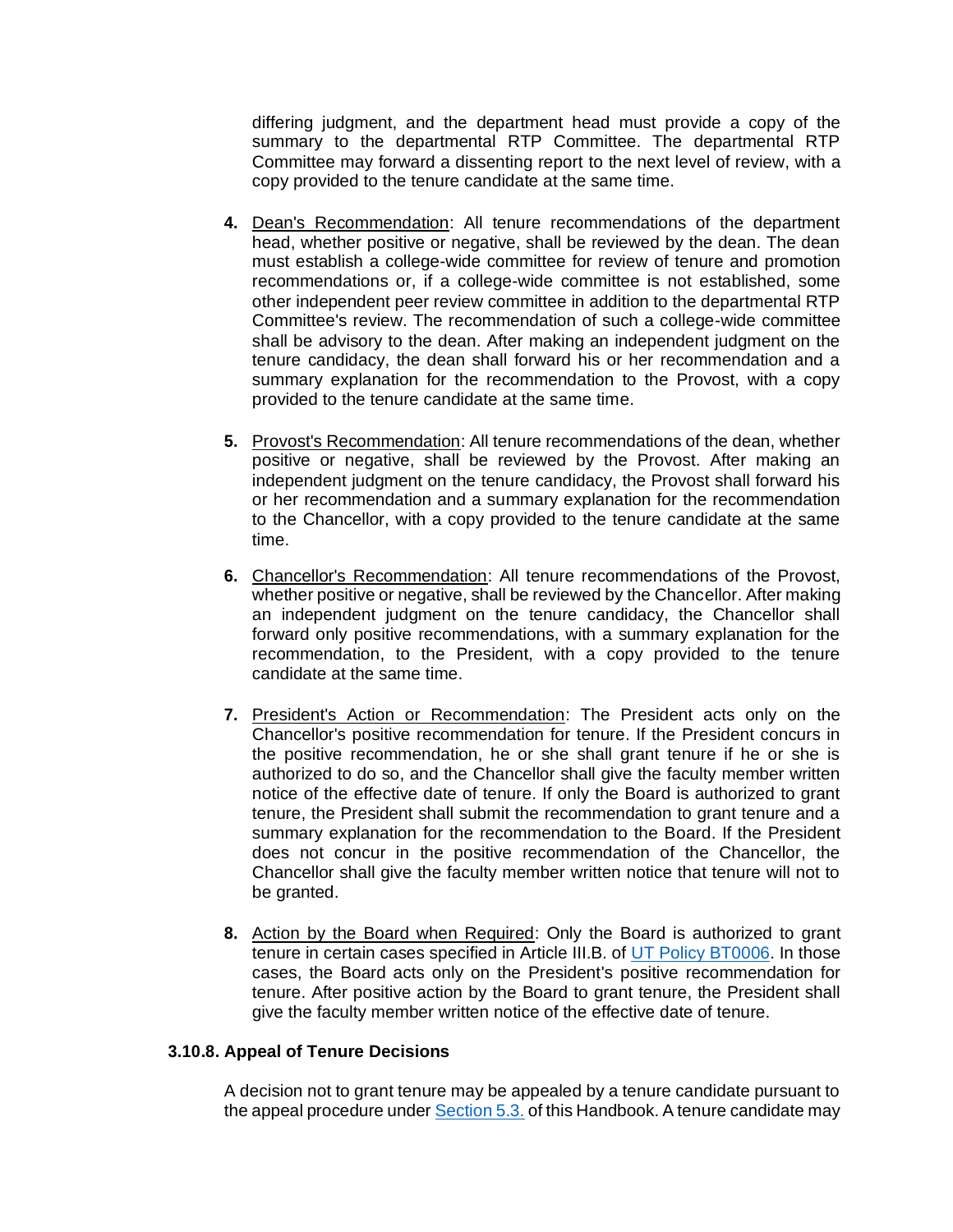differing judgment, and the department head must provide a copy of the summary to the departmental RTP Committee. The departmental RTP Committee may forward a dissenting report to the next level of review, with a copy provided to the tenure candidate at the same time.

4. Dean's Recommendation: All tenure recommendations of the department head, whether positive or negative, shall be reviewed by the dean. The dean must establish a college-wide committee for review of tenure and promotion recommendations or, if a college-wide committee is not established, some other independent peer review committee in addition to the departmental RTP Committee's review. The recommendation of such a college-wide committee shall be advisory to the dean. After making an independent judgment on the tenure candidacy, the dean shall forward his or her recommendation and a summary explanation for the recommendation to the Provost, with a copy provided to the tenure candidate at the same time.

5. Provost's Recommendation: All tenure recommendations of the dean, whether positive or negative, shall be reviewed by the Provost. After making an independent judgment on the tenure candidacy, the Provost shall forward his or her recommendation and a summary explanation for the recommendation to the Chancellor, with a copy provided to the tenure candidate at the same time.

6. Chancellor's Recommendation: All tenure recommendations of the Provost, whether positive or negative, shall be reviewed by the Chancellor. After making an independent judgment on the tenure candidacy, the Chancellor shall forward only positive recommendations, with a summary explanation for the recommendation, to the President, with a copy provided to the tenure candidate at the same time.

7. President's Action or Recommendation: The President acts only on the Chancellor's positive recommendation for tenure. If the President concurs in the positive recommendation, he or she shall grant tenure if he or she is authorized to do so, and the Chancellor shall give the faculty member written notice of the effective date of tenure. If only the Board is authorized to grant tenure, the President shall submit the recommendation to grant tenure and a summary explanation for the recommendation to the Board. If the President does not concur in the positive recommendation of the Chancellor, the Chancellor shall give the faculty member written notice that tenure will not to be granted.

8. Action by the Board when Required: Only the Board is authorized to grant tenure in certain cases specified in Article III.B. of UT Policy BT0006. In those cases, the Board acts only on the President's positive recommendation for tenure. After positive action by the Board to grant tenure, the President shall give the faculty member written notice of the effective date of tenure.

### 3.10.8. Appeal of Tenure Decisions

A decision not to grant tenure may be appealed by a tenure candidate pursuant to the appeal procedure under Section 5.3. of this Handbook. A tenure candidate may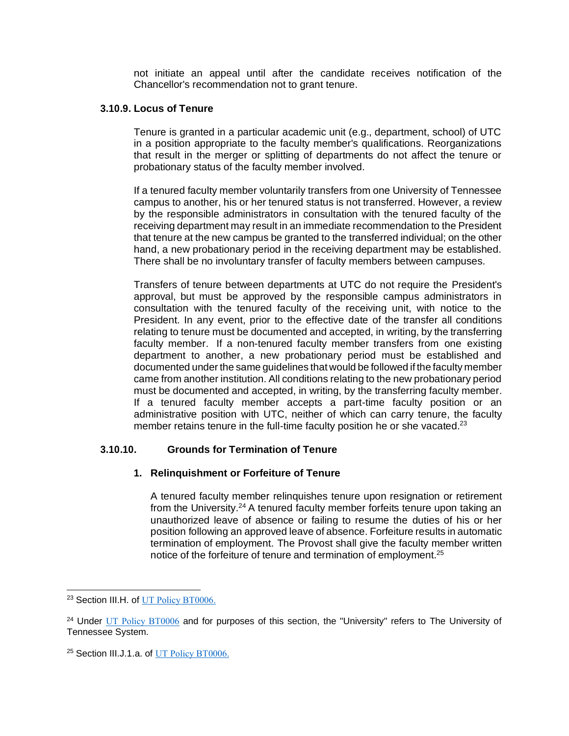not initiate an appeal until after the candidate receives notification of the Chancellor's recommendation not to grant tenure.

### 3.10.9. Locus of Tenure

Tenure is granted in a particular academic unit (e.g., department, school) of UTC in a position appropriate to the faculty member's qualifications. Reorganizations that result in the merger or splitting of departments do not affect the tenure or probationary status of the faculty member involved.

If a tenured faculty member voluntarily transfers from one University of Tennessee campus to another, his or her tenured status is not transferred. However, a review by the responsible administrators in consultation with the tenured faculty of the receiving department may result in an immediate recommendation to the President that tenure at the new campus be granted to the transferred individual; on the other hand, a new probationary period in the receiving department may be established. There shall be no involuntary transfer of faculty members between campuses.

Transfers of tenure between departments at UTC do not require the President's approval, but must be approved by the responsible campus administrators in consultation with the tenured faculty of the receiving unit, with notice to the President. In any event, prior to the effective date of the transfer all conditions relating to tenure must be documented and accepted, in writing, by the transferring faculty member. If a non-tenured faculty member transfers from one existing department to another, a new probationary period must be established and documented under the same guidelines that would be followed if the faculty member came from another institution. All conditions relating to the new probationary period must be documented and accepted, in writing, by the transferring faculty member. If a tenured faculty member accepts a part-time faculty position or an administrative position with UTC, neither of which can carry tenure, the faculty member retains tenure in the full-time faculty position he or she vacated.[23]

### 3.10.10. Grounds for Termination of Tenure

#### 1. Relinquishment or Forfeiture of Tenure

A tenured faculty member relinquishes tenure upon resignation or retirement from the University.[24] A tenured faculty member forfeits tenure upon taking an unauthorized leave of absence or failing to resume the duties of his or her position following an approved leave of absence. Forfeiture results in automatic termination of employment. The Provost shall give the faculty member written notice of the forfeiture of tenure and termination of employment.[25]

---

[23] Section III.H. of UT Policy BT0006.

[24] Under UT Policy BT0006 and for purposes of this section, the "University" refers to The University of Tennessee System.

[25] Section III.J.1.a. of UT Policy BT0006.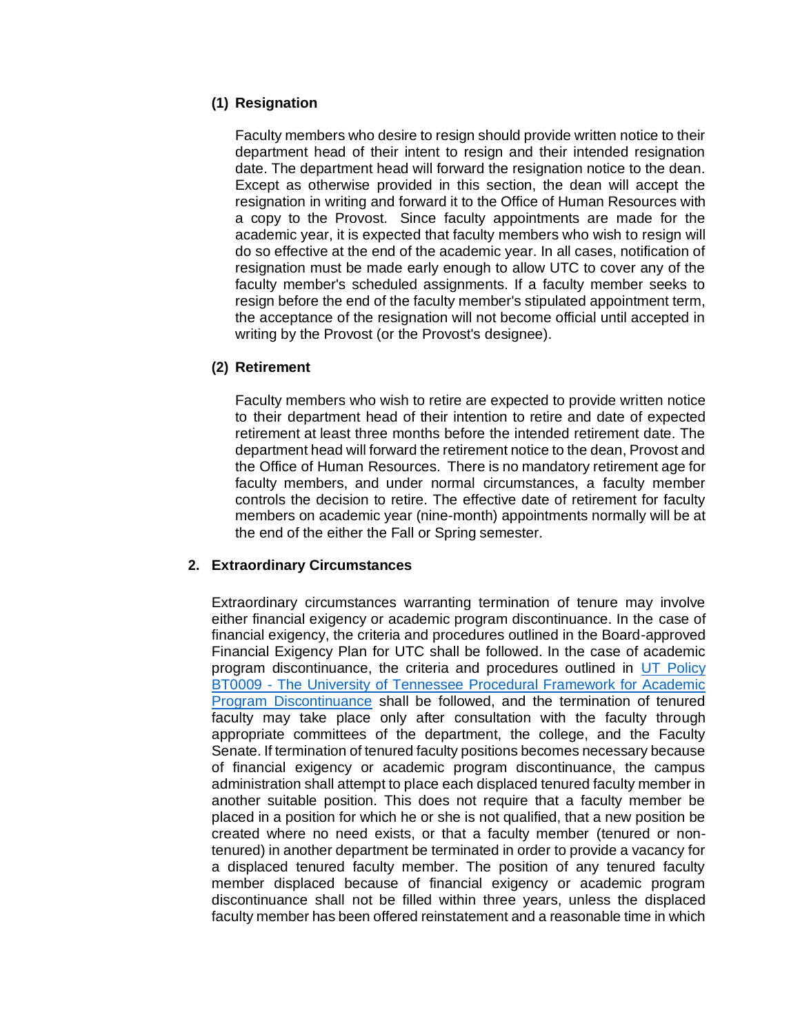#### (1) Resignation

Faculty members who desire to resign should provide written notice to their department head of their intent to resign and their intended resignation date. The department head will forward the resignation notice to the dean. Except as otherwise provided in this section, the dean will accept the resignation in writing and forward it to the Office of Human Resources with a copy to the Provost. Since faculty appointments are made for the academic year, it is expected that faculty members who wish to resign will do so effective at the end of the academic year. In all cases, notification of resignation must be made early enough to allow UTC to cover any of the faculty member's scheduled assignments. If a faculty member seeks to resign before the end of the faculty member's stipulated appointment term, the acceptance of the resignation will not become official until accepted in writing by the Provost (or the Provost's designee).

#### (2) Retirement

Faculty members who wish to retire are expected to provide written notice to their department head of their intention to retire and date of expected retirement at least three months before the intended retirement date. The department head will forward the retirement notice to the dean, Provost and the Office of Human Resources. There is no mandatory retirement age for faculty members, and under normal circumstances, a faculty member controls the decision to retire. The effective date of retirement for faculty members on academic year (nine-month) appointments normally will be at the end of the either the Fall or Spring semester.

### 2. Extraordinary Circumstances

Extraordinary circumstances warranting termination of tenure may involve either financial exigency or academic program discontinuance. In the case of financial exigency, the criteria and procedures outlined in the Board-approved Financial Exigency Plan for UTC shall be followed. In the case of academic program discontinuance, the criteria and procedures outlined in [UT Policy BT0009 - The University of Tennessee Procedural Framework for Academic Program Discontinuance]() shall be followed, and the termination of tenured faculty may take place only after consultation with the faculty through appropriate committees of the department, the college, and the Faculty Senate. If termination of tenured faculty positions becomes necessary because of financial exigency or academic program discontinuance, the campus administration shall attempt to place each displaced tenured faculty member in another suitable position. This does not require that a faculty member be placed in a position for which he or she is not qualified, that a new position be created where no need exists, or that a faculty member (tenured or non-tenured) in another department be terminated in order to provide a vacancy for a displaced tenured faculty member. The position of any tenured faculty member displaced because of financial exigency or academic program discontinuance shall not be filled within three years, unless the displaced faculty member has been offered reinstatement and a reasonable time in which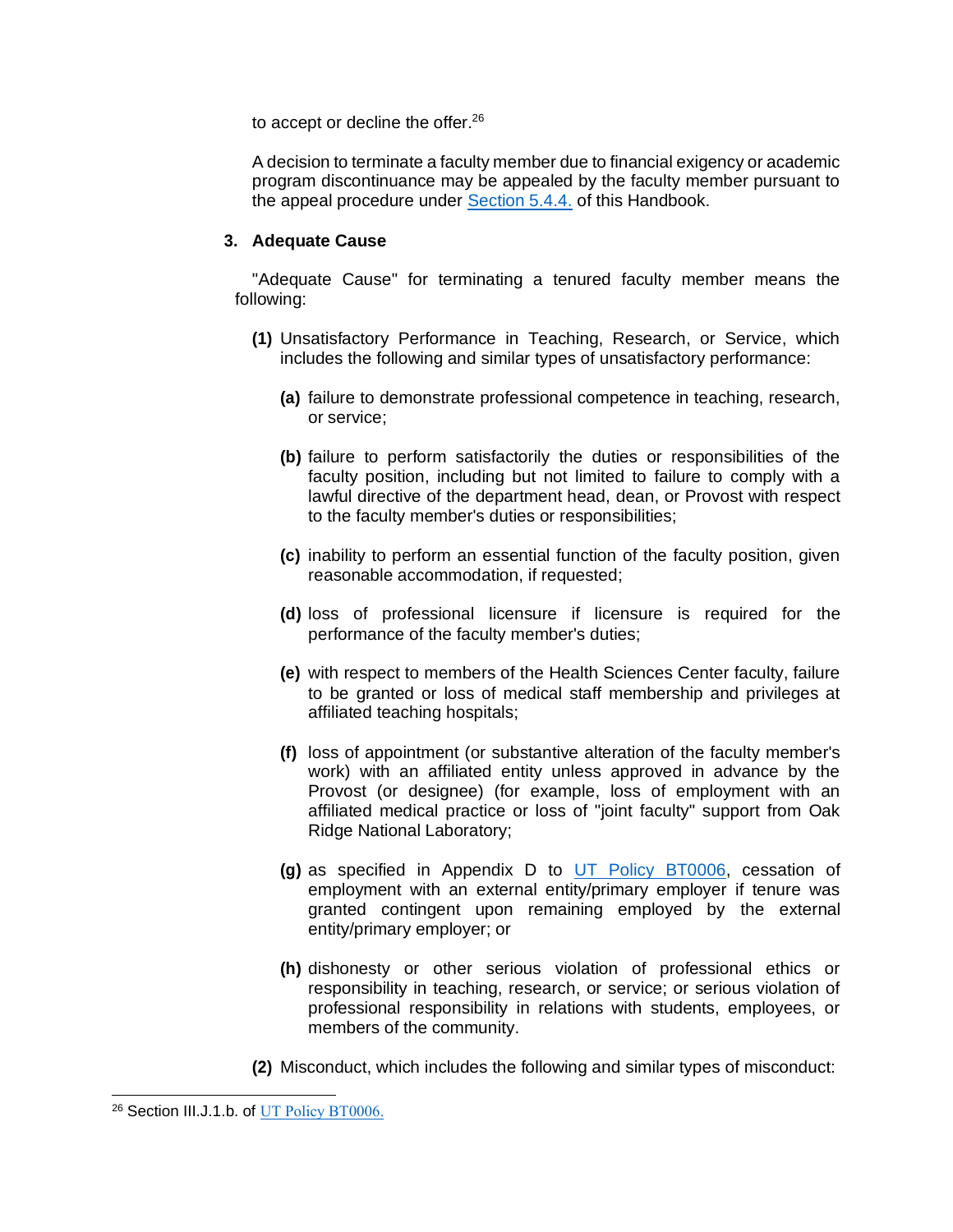to accept or decline the offer.[26]

A decision to terminate a faculty member due to financial exigency or academic program discontinuance may be appealed by the faculty member pursuant to the appeal procedure under Section 5.4.4. of this Handbook.

**3. Adequate Cause**

"Adequate Cause" for terminating a tenured faculty member means the following:

**(1)** Unsatisfactory Performance in Teaching, Research, or Service, which includes the following and similar types of unsatisfactory performance:

**(a)** failure to demonstrate professional competence in teaching, research, or service;

**(b)** failure to perform satisfactorily the duties or responsibilities of the faculty position, including but not limited to failure to comply with a lawful directive of the department head, dean, or Provost with respect to the faculty member's duties or responsibilities;

**(c)** inability to perform an essential function of the faculty position, given reasonable accommodation, if requested;

**(d)** loss of professional licensure if licensure is required for the performance of the faculty member's duties;

**(e)** with respect to members of the Health Sciences Center faculty, failure to be granted or loss of medical staff membership and privileges at affiliated teaching hospitals;

**(f)** loss of appointment (or substantive alteration of the faculty member's work) with an affiliated entity unless approved in advance by the Provost (or designee) (for example, loss of employment with an affiliated medical practice or loss of "joint faculty" support from Oak Ridge National Laboratory;

**(g)** as specified in Appendix D to UT Policy BT0006, cessation of employment with an external entity/primary employer if tenure was granted contingent upon remaining employed by the external entity/primary employer; or

**(h)** dishonesty or other serious violation of professional ethics or responsibility in teaching, research, or service; or serious violation of professional responsibility in relations with students, employees, or members of the community.

**(2)** Misconduct, which includes the following and similar types of misconduct:

---

[26] Section III.J.1.b. of UT Policy BT0006.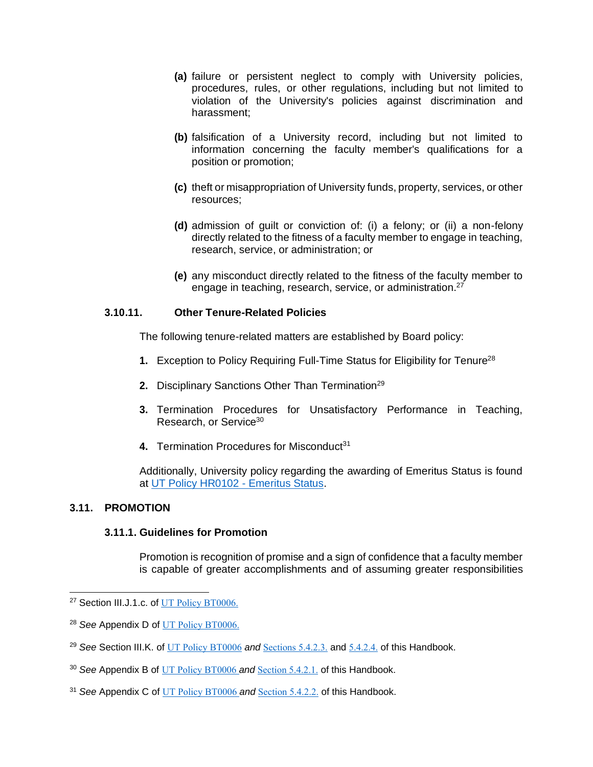**(a)** failure or persistent neglect to comply with University policies, procedures, rules, or other regulations, including but not limited to violation of the University's policies against discrimination and harassment;

**(b)** falsification of a University record, including but not limited to information concerning the faculty member's qualifications for a position or promotion;

**(c)** theft or misappropriation of University funds, property, services, or other resources;

**(d)** admission of guilt or conviction of: (i) a felony; or (ii) a non-felony directly related to the fitness of a faculty member to engage in teaching, research, service, or administration; or

**(e)** any misconduct directly related to the fitness of the faculty member to engage in teaching, research, service, or administration.[27]

#### 3.10.11. Other Tenure-Related Policies

The following tenure-related matters are established by Board policy:

1. Exception to Policy Requiring Full-Time Status for Eligibility for Tenure[28]
2. Disciplinary Sanctions Other Than Termination[29]
3. Termination Procedures for Unsatisfactory Performance in Teaching, Research, or Service[30]
4. Termination Procedures for Misconduct[31]

Additionally, University policy regarding the awarding of Emeritus Status is found at UT Policy HR0102 - Emeritus Status.

### 3.11. PROMOTION

#### 3.11.1. Guidelines for Promotion

Promotion is recognition of promise and a sign of confidence that a faculty member is capable of greater accomplishments and of assuming greater responsibilities

---

[27] Section III.J.1.c. of UT Policy BT0006.

[28] *See* Appendix D of UT Policy BT0006.

[29] *See* Section III.K. of UT Policy BT0006 *and* Sections 5.4.2.3. and 5.4.2.4. of this Handbook.

[30] *See* Appendix B of UT Policy BT0006 *and* Section 5.4.2.1. of this Handbook.

[31] *See* Appendix C of UT Policy BT0006 *and* Section 5.4.2.2. of this Handbook.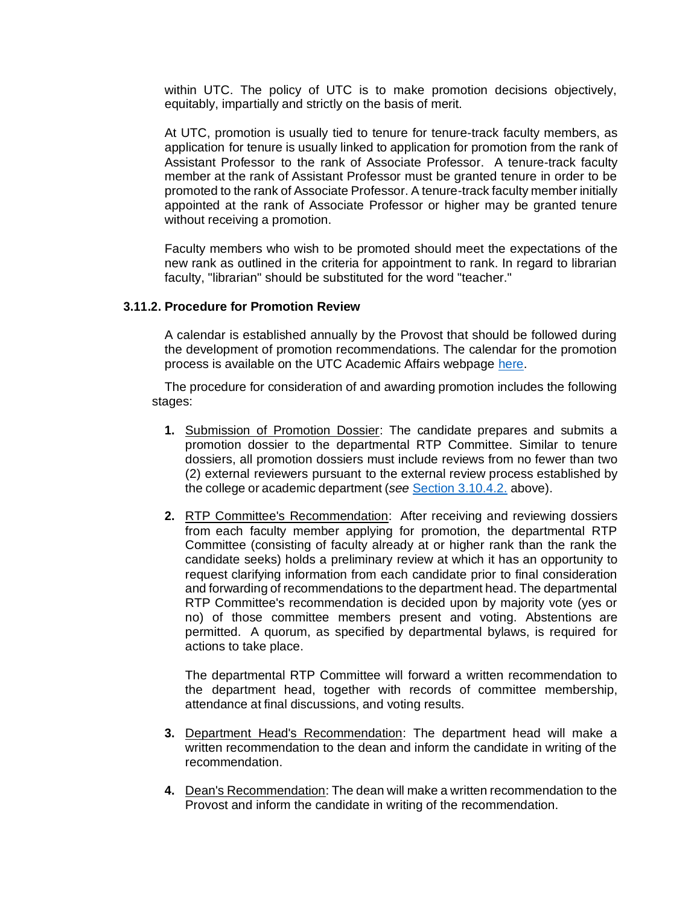within UTC. The policy of UTC is to make promotion decisions objectively, equitably, impartially and strictly on the basis of merit.

At UTC, promotion is usually tied to tenure for tenure-track faculty members, as application for tenure is usually linked to application for promotion from the rank of Assistant Professor to the rank of Associate Professor. A tenure-track faculty member at the rank of Assistant Professor must be granted tenure in order to be promoted to the rank of Associate Professor. A tenure-track faculty member initially appointed at the rank of Associate Professor or higher may be granted tenure without receiving a promotion.

Faculty members who wish to be promoted should meet the expectations of the new rank as outlined in the criteria for appointment to rank. In regard to librarian faculty, "librarian" should be substituted for the word "teacher."

### 3.11.2. Procedure for Promotion Review

A calendar is established annually by the Provost that should be followed during the development of promotion recommendations. The calendar for the promotion process is available on the UTC Academic Affairs webpage here.

The procedure for consideration of and awarding promotion includes the following stages:

1. Submission of Promotion Dossier: The candidate prepares and submits a promotion dossier to the departmental RTP Committee. Similar to tenure dossiers, all promotion dossiers must include reviews from no fewer than two (2) external reviewers pursuant to the external review process established by the college or academic department (*see* Section 3.10.4.2. above).

2. RTP Committee's Recommendation: After receiving and reviewing dossiers from each faculty member applying for promotion, the departmental RTP Committee (consisting of faculty already at or higher rank than the rank the candidate seeks) holds a preliminary review at which it has an opportunity to request clarifying information from each candidate prior to final consideration and forwarding of recommendations to the department head. The departmental RTP Committee's recommendation is decided upon by majority vote (yes or no) of those committee members present and voting. Abstentions are permitted. A quorum, as specified by departmental bylaws, is required for actions to take place.

   The departmental RTP Committee will forward a written recommendation to the department head, together with records of committee membership, attendance at final discussions, and voting results.

3. Department Head's Recommendation: The department head will make a written recommendation to the dean and inform the candidate in writing of the recommendation.

4. Dean's Recommendation: The dean will make a written recommendation to the Provost and inform the candidate in writing of the recommendation.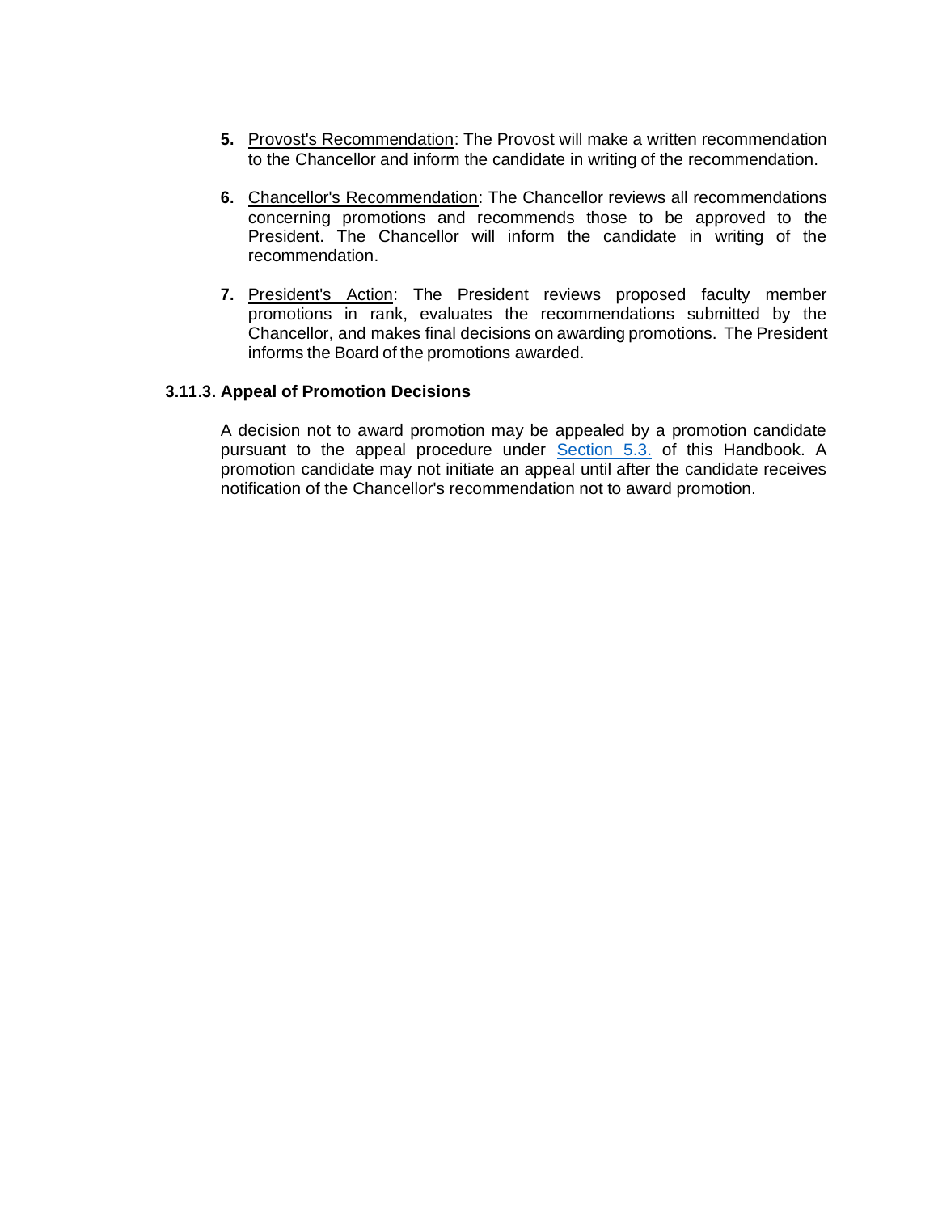5. <u>Provost's Recommendation</u>: The Provost will make a written recommendation to the Chancellor and inform the candidate in writing of the recommendation.

6. <u>Chancellor's Recommendation</u>: The Chancellor reviews all recommendations concerning promotions and recommends those to be approved to the President. The Chancellor will inform the candidate in writing of the recommendation.

7. <u>President's Action</u>: The President reviews proposed faculty member promotions in rank, evaluates the recommendations submitted by the Chancellor, and makes final decisions on awarding promotions. The President informs the Board of the promotions awarded.

### 3.11.3. Appeal of Promotion Decisions

A decision not to award promotion may be appealed by a promotion candidate pursuant to the appeal procedure under Section 5.3. of this Handbook. A promotion candidate may not initiate an appeal until after the candidate receives notification of the Chancellor's recommendation not to award promotion.